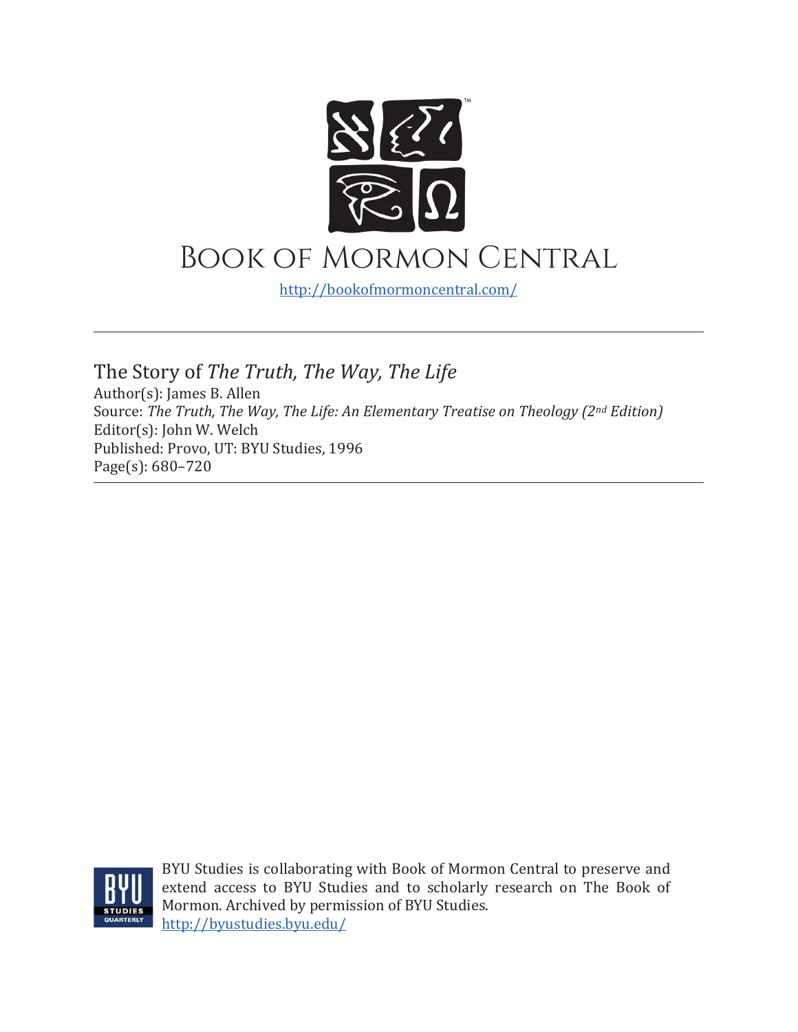# Book of Mormon Central

http://bookofmormoncentral.com/

---

The Story of *The Truth, The Way, The Life*
Author(s): James B. Allen
Source: *The Truth, The Way, The Life: An Elementary Treatise on Theology (2nd Edition)*
Editor(s): John W. Welch
Published: Provo, UT: BYU Studies, 1996
Page(s): 680–720

---

BYU Studies is collaborating with Book of Mormon Central to preserve and extend access to BYU Studies and to scholarly research on The Book of Mormon. Archived by permission of BYU Studies.
http://byustudies.byu.edu/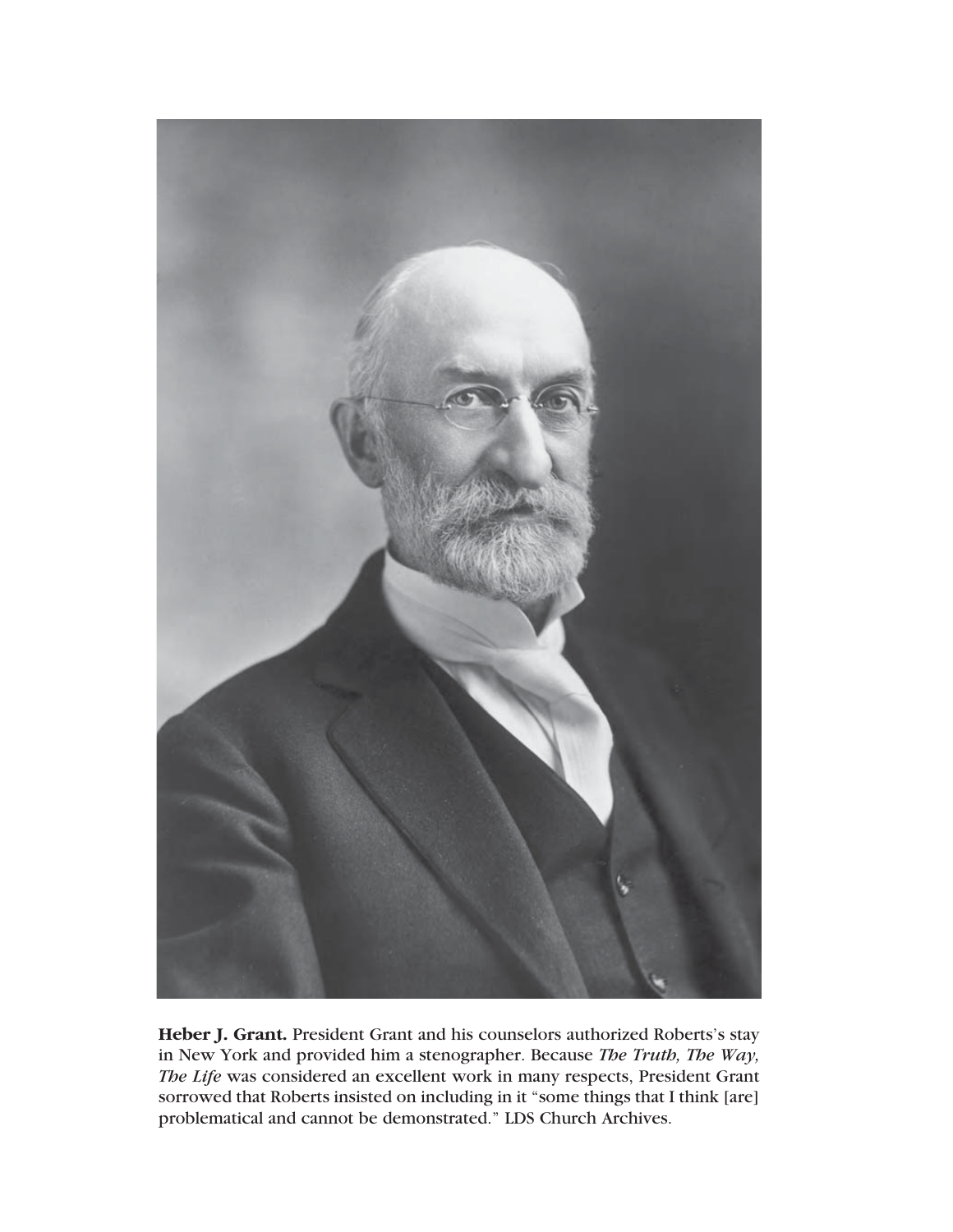**Heber J. Grant.** President Grant and his counselors authorized Roberts's stay in New York and provided him a stenographer. Because *The Truth, The Way, The Life* was considered an excellent work in many respects, President Grant sorrowed that Roberts insisted on including in it "some things that I think [are] problematical and cannot be demonstrated." LDS Church Archives.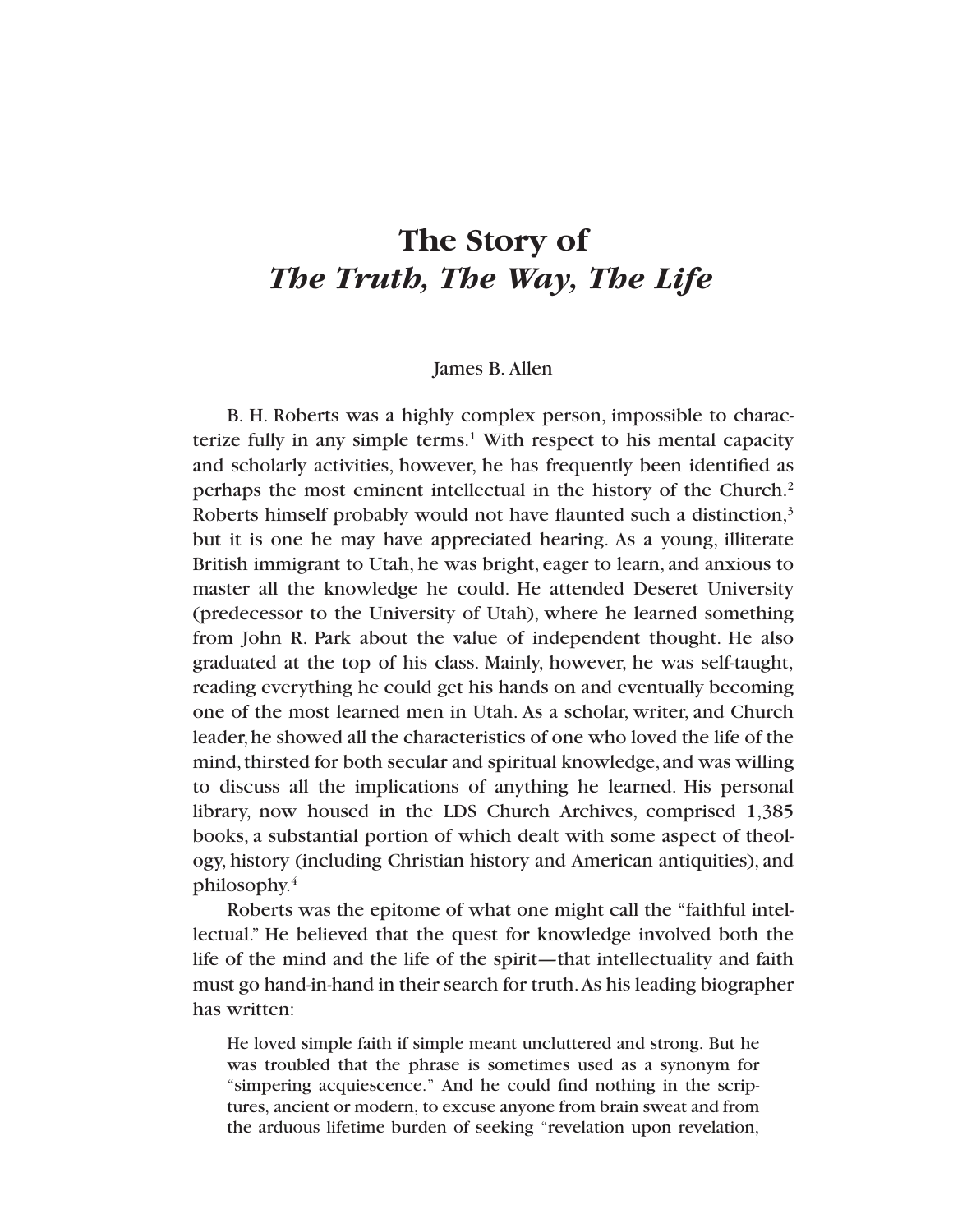# The Story of *The Truth, The Way, The Life*

James B. Allen

B. H. Roberts was a highly complex person, impossible to characterize fully in any simple terms.[1] With respect to his mental capacity and scholarly activities, however, he has frequently been identified as perhaps the most eminent intellectual in the history of the Church.[2] Roberts himself probably would not have flaunted such a distinction,[3] but it is one he may have appreciated hearing. As a young, illiterate British immigrant to Utah, he was bright, eager to learn, and anxious to master all the knowledge he could. He attended Deseret University (predecessor to the University of Utah), where he learned something from John R. Park about the value of independent thought. He also graduated at the top of his class. Mainly, however, he was self-taught, reading everything he could get his hands on and eventually becoming one of the most learned men in Utah. As a scholar, writer, and Church leader, he showed all the characteristics of one who loved the life of the mind, thirsted for both secular and spiritual knowledge, and was willing to discuss all the implications of anything he learned. His personal library, now housed in the LDS Church Archives, comprised 1,385 books, a substantial portion of which dealt with some aspect of theology, history (including Christian history and American antiquities), and philosophy.[4]

Roberts was the epitome of what one might call the "faithful intellectual." He believed that the quest for knowledge involved both the life of the mind and the life of the spirit—that intellectuality and faith must go hand-in-hand in their search for truth. As his leading biographer has written:

> He loved simple faith if simple meant uncluttered and strong. But he was troubled that the phrase is sometimes used as a synonym for "simpering acquiescence." And he could find nothing in the scriptures, ancient or modern, to excuse anyone from brain sweat and from the arduous lifetime burden of seeking "revelation upon revelation,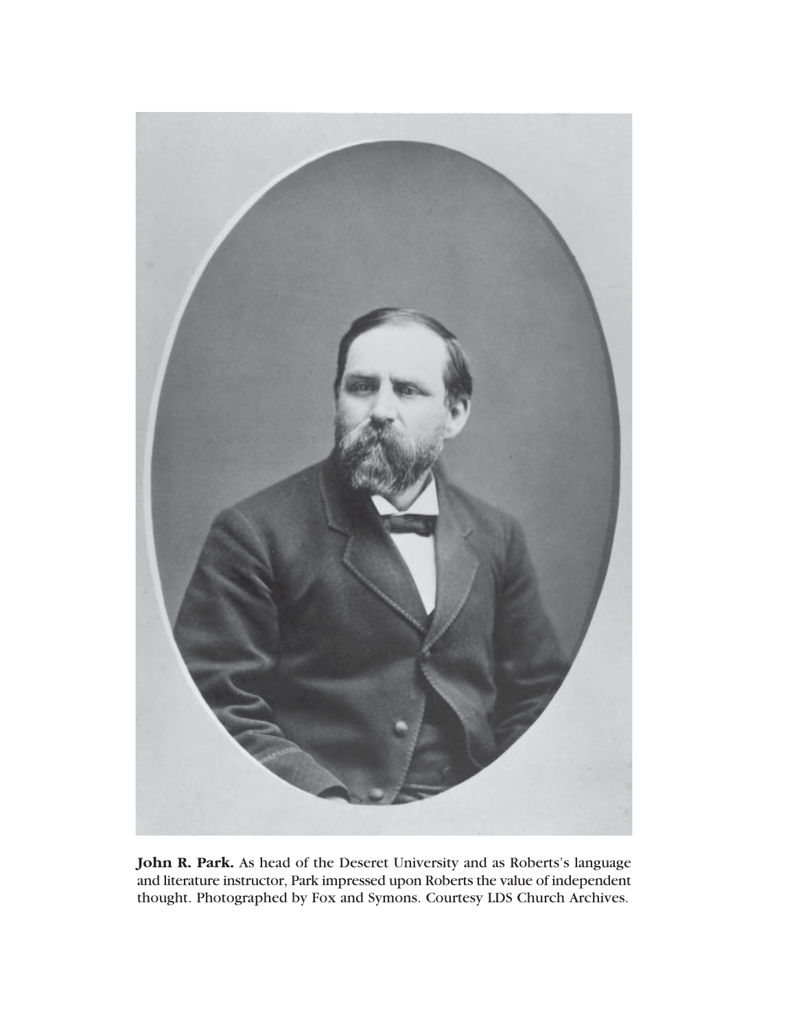**John R. Park.** As head of the Deseret University and as Roberts's language and literature instructor, Park impressed upon Roberts the value of independent thought. Photographed by Fox and Symons. Courtesy LDS Church Archives.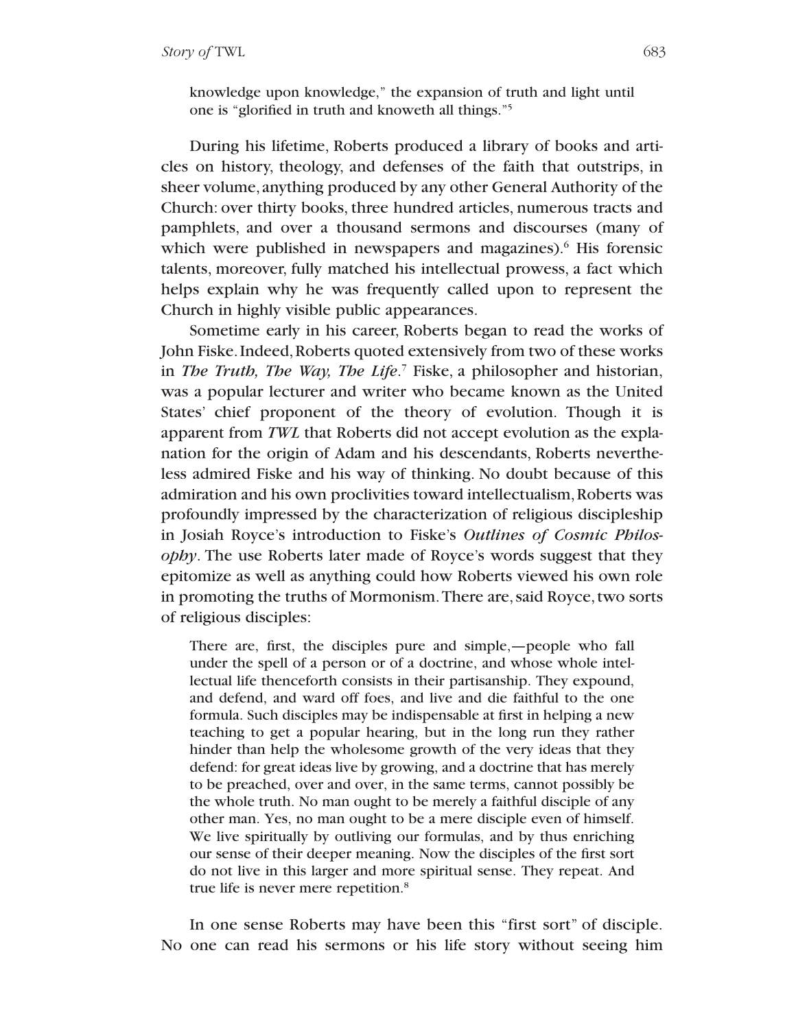> knowledge upon knowledge," the expansion of truth and light until one is "glorified in truth and knoweth all things."[5]

During his lifetime, Roberts produced a library of books and articles on history, theology, and defenses of the faith that outstrips, in sheer volume, anything produced by any other General Authority of the Church: over thirty books, three hundred articles, numerous tracts and pamphlets, and over a thousand sermons and discourses (many of which were published in newspapers and magazines).[6] His forensic talents, moreover, fully matched his intellectual prowess, a fact which helps explain why he was frequently called upon to represent the Church in highly visible public appearances.

Sometime early in his career, Roberts began to read the works of John Fiske. Indeed, Roberts quoted extensively from two of these works in *The Truth, The Way, The Life*.[7] Fiske, a philosopher and historian, was a popular lecturer and writer who became known as the United States' chief proponent of the theory of evolution. Though it is apparent from *TWL* that Roberts did not accept evolution as the explanation for the origin of Adam and his descendants, Roberts nevertheless admired Fiske and his way of thinking. No doubt because of this admiration and his own proclivities toward intellectualism, Roberts was profoundly impressed by the characterization of religious discipleship in Josiah Royce's introduction to Fiske's *Outlines of Cosmic Philosophy*. The use Roberts later made of Royce's words suggest that they epitomize as well as anything could how Roberts viewed his own role in promoting the truths of Mormonism. There are, said Royce, two sorts of religious disciples:

> There are, first, the disciples pure and simple,—people who fall under the spell of a person or of a doctrine, and whose whole intellectual life thenceforth consists in their partisanship. They expound, and defend, and ward off foes, and live and die faithful to the one formula. Such disciples may be indispensable at first in helping a new teaching to get a popular hearing, but in the long run they rather hinder than help the wholesome growth of the very ideas that they defend: for great ideas live by growing, and a doctrine that has merely to be preached, over and over, in the same terms, cannot possibly be the whole truth. No man ought to be merely a faithful disciple of any other man. Yes, no man ought to be a mere disciple even of himself. We live spiritually by outliving our formulas, and by thus enriching our sense of their deeper meaning. Now the disciples of the first sort do not live in this larger and more spiritual sense. They repeat. And true life is never mere repetition.[8]

In one sense Roberts may have been this "first sort" of disciple. No one can read his sermons or his life story without seeing him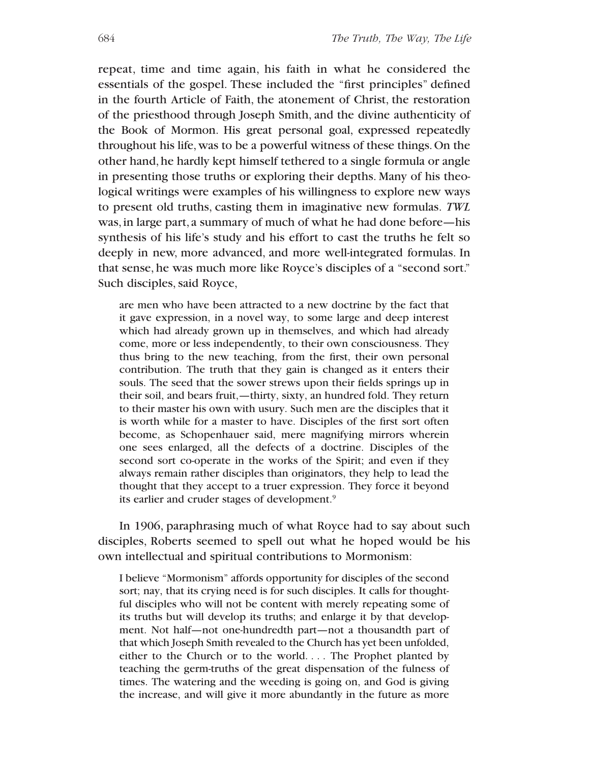repeat, time and time again, his faith in what he considered the essentials of the gospel. These included the "first principles" defined in the fourth Article of Faith, the atonement of Christ, the restoration of the priesthood through Joseph Smith, and the divine authenticity of the Book of Mormon. His great personal goal, expressed repeatedly throughout his life, was to be a powerful witness of these things. On the other hand, he hardly kept himself tethered to a single formula or angle in presenting those truths or exploring their depths. Many of his theological writings were examples of his willingness to explore new ways to present old truths, casting them in imaginative new formulas. *TWL* was, in large part, a summary of much of what he had done before—his synthesis of his life's study and his effort to cast the truths he felt so deeply in new, more advanced, and more well-integrated formulas. In that sense, he was much more like Royce's disciples of a "second sort." Such disciples, said Royce,

> are men who have been attracted to a new doctrine by the fact that it gave expression, in a novel way, to some large and deep interest which had already grown up in themselves, and which had already come, more or less independently, to their own consciousness. They thus bring to the new teaching, from the first, their own personal contribution. The truth that they gain is changed as it enters their souls. The seed that the sower strews upon their fields springs up in their soil, and bears fruit,—thirty, sixty, an hundred fold. They return to their master his own with usury. Such men are the disciples that it is worth while for a master to have. Disciples of the first sort often become, as Schopenhauer said, mere magnifying mirrors wherein one sees enlarged, all the defects of a doctrine. Disciples of the second sort co-operate in the works of the Spirit; and even if they always remain rather disciples than originators, they help to lead the thought that they accept to a truer expression. They force it beyond its earlier and cruder stages of development.[9]

In 1906, paraphrasing much of what Royce had to say about such disciples, Roberts seemed to spell out what he hoped would be his own intellectual and spiritual contributions to Mormonism:

> I believe "Mormonism" affords opportunity for disciples of the second sort; nay, that its crying need is for such disciples. It calls for thoughtful disciples who will not be content with merely repeating some of its truths but will develop its truths; and enlarge it by that development. Not half—not one-hundredth part—not a thousandth part of that which Joseph Smith revealed to the Church has yet been unfolded, either to the Church or to the world. . . . The Prophet planted by teaching the germ-truths of the great dispensation of the fulness of times. The watering and the weeding is going on, and God is giving the increase, and will give it more abundantly in the future as more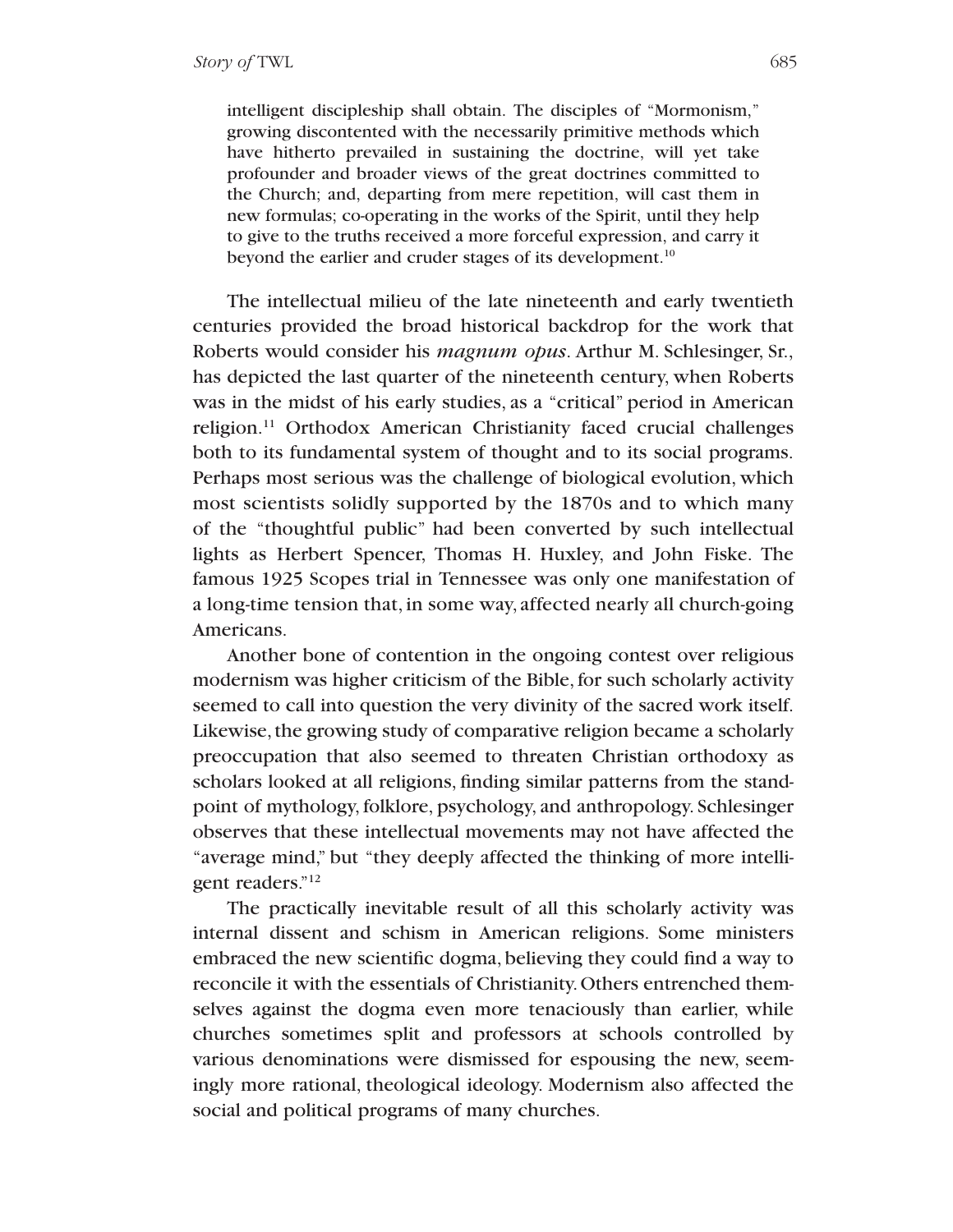> intelligent discipleship shall obtain. The disciples of "Mormonism," growing discontented with the necessarily primitive methods which have hitherto prevailed in sustaining the doctrine, will yet take profounder and broader views of the great doctrines committed to the Church; and, departing from mere repetition, will cast them in new formulas; co-operating in the works of the Spirit, until they help to give to the truths received a more forceful expression, and carry it beyond the earlier and cruder stages of its development.[10]

The intellectual milieu of the late nineteenth and early twentieth centuries provided the broad historical backdrop for the work that Roberts would consider his *magnum opus*. Arthur M. Schlesinger, Sr., has depicted the last quarter of the nineteenth century, when Roberts was in the midst of his early studies, as a "critical" period in American religion.[11] Orthodox American Christianity faced crucial challenges both to its fundamental system of thought and to its social programs. Perhaps most serious was the challenge of biological evolution, which most scientists solidly supported by the 1870s and to which many of the "thoughtful public" had been converted by such intellectual lights as Herbert Spencer, Thomas H. Huxley, and John Fiske. The famous 1925 Scopes trial in Tennessee was only one manifestation of a long-time tension that, in some way, affected nearly all church-going Americans.

Another bone of contention in the ongoing contest over religious modernism was higher criticism of the Bible, for such scholarly activity seemed to call into question the very divinity of the sacred work itself. Likewise, the growing study of comparative religion became a scholarly preoccupation that also seemed to threaten Christian orthodoxy as scholars looked at all religions, finding similar patterns from the standpoint of mythology, folklore, psychology, and anthropology. Schlesinger observes that these intellectual movements may not have affected the "average mind," but "they deeply affected the thinking of more intelligent readers."[12]

The practically inevitable result of all this scholarly activity was internal dissent and schism in American religions. Some ministers embraced the new scientific dogma, believing they could find a way to reconcile it with the essentials of Christianity. Others entrenched themselves against the dogma even more tenaciously than earlier, while churches sometimes split and professors at schools controlled by various denominations were dismissed for espousing the new, seemingly more rational, theological ideology. Modernism also affected the social and political programs of many churches.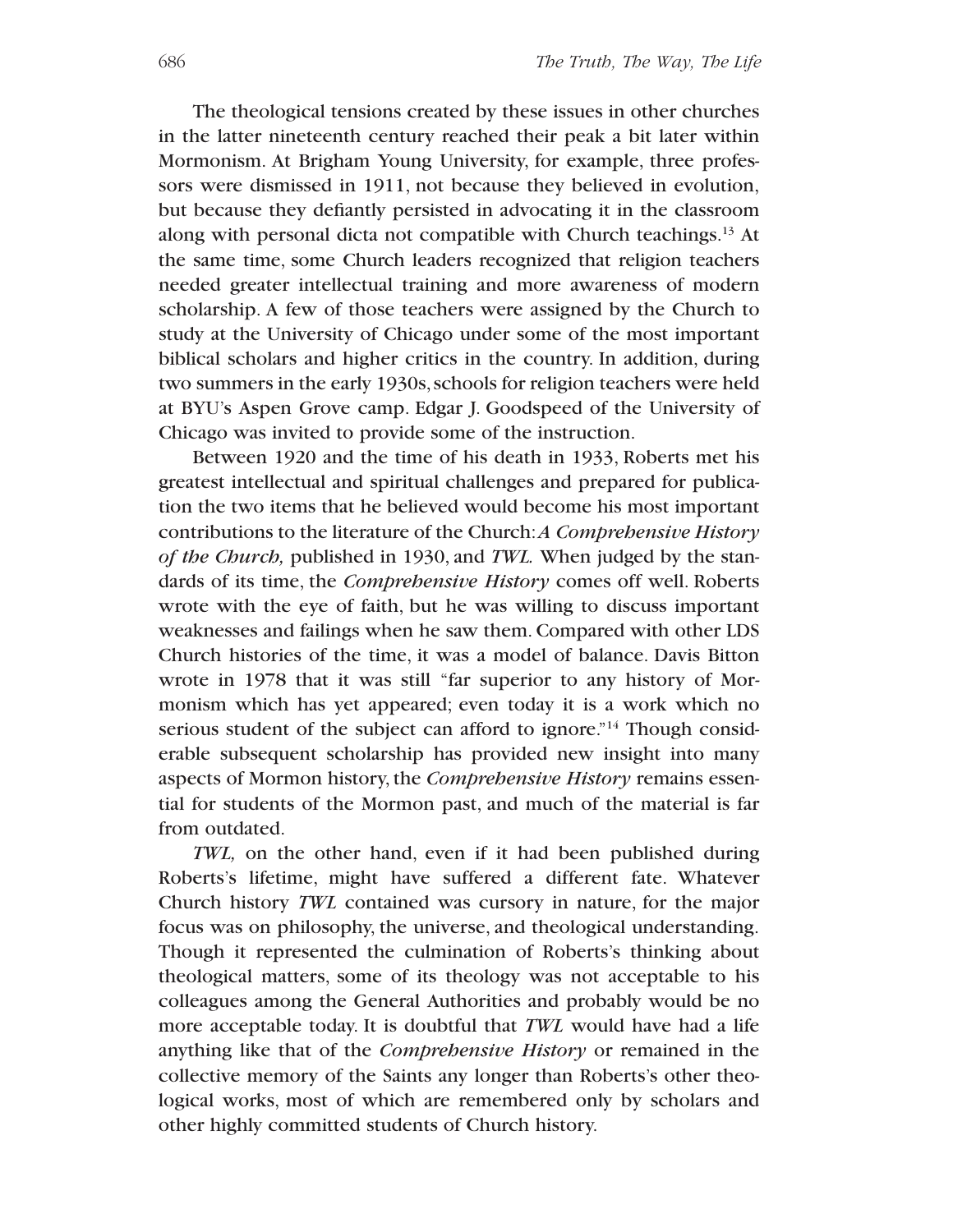The theological tensions created by these issues in other churches in the latter nineteenth century reached their peak a bit later within Mormonism. At Brigham Young University, for example, three professors were dismissed in 1911, not because they believed in evolution, but because they defiantly persisted in advocating it in the classroom along with personal dicta not compatible with Church teachings.[13] At the same time, some Church leaders recognized that religion teachers needed greater intellectual training and more awareness of modern scholarship. A few of those teachers were assigned by the Church to study at the University of Chicago under some of the most important biblical scholars and higher critics in the country. In addition, during two summers in the early 1930s, schools for religion teachers were held at BYU's Aspen Grove camp. Edgar J. Goodspeed of the University of Chicago was invited to provide some of the instruction.

Between 1920 and the time of his death in 1933, Roberts met his greatest intellectual and spiritual challenges and prepared for publication the two items that he believed would become his most important contributions to the literature of the Church: *A Comprehensive History of the Church,* published in 1930, and *TWL.* When judged by the standards of its time, the *Comprehensive History* comes off well. Roberts wrote with the eye of faith, but he was willing to discuss important weaknesses and failings when he saw them. Compared with other LDS Church histories of the time, it was a model of balance. Davis Bitton wrote in 1978 that it was still "far superior to any history of Mormonism which has yet appeared; even today it is a work which no serious student of the subject can afford to ignore."[14] Though considerable subsequent scholarship has provided new insight into many aspects of Mormon history, the *Comprehensive History* remains essential for students of the Mormon past, and much of the material is far from outdated.

*TWL,* on the other hand, even if it had been published during Roberts's lifetime, might have suffered a different fate. Whatever Church history *TWL* contained was cursory in nature, for the major focus was on philosophy, the universe, and theological understanding. Though it represented the culmination of Roberts's thinking about theological matters, some of its theology was not acceptable to his colleagues among the General Authorities and probably would be no more acceptable today. It is doubtful that *TWL* would have had a life anything like that of the *Comprehensive History* or remained in the collective memory of the Saints any longer than Roberts's other theological works, most of which are remembered only by scholars and other highly committed students of Church history.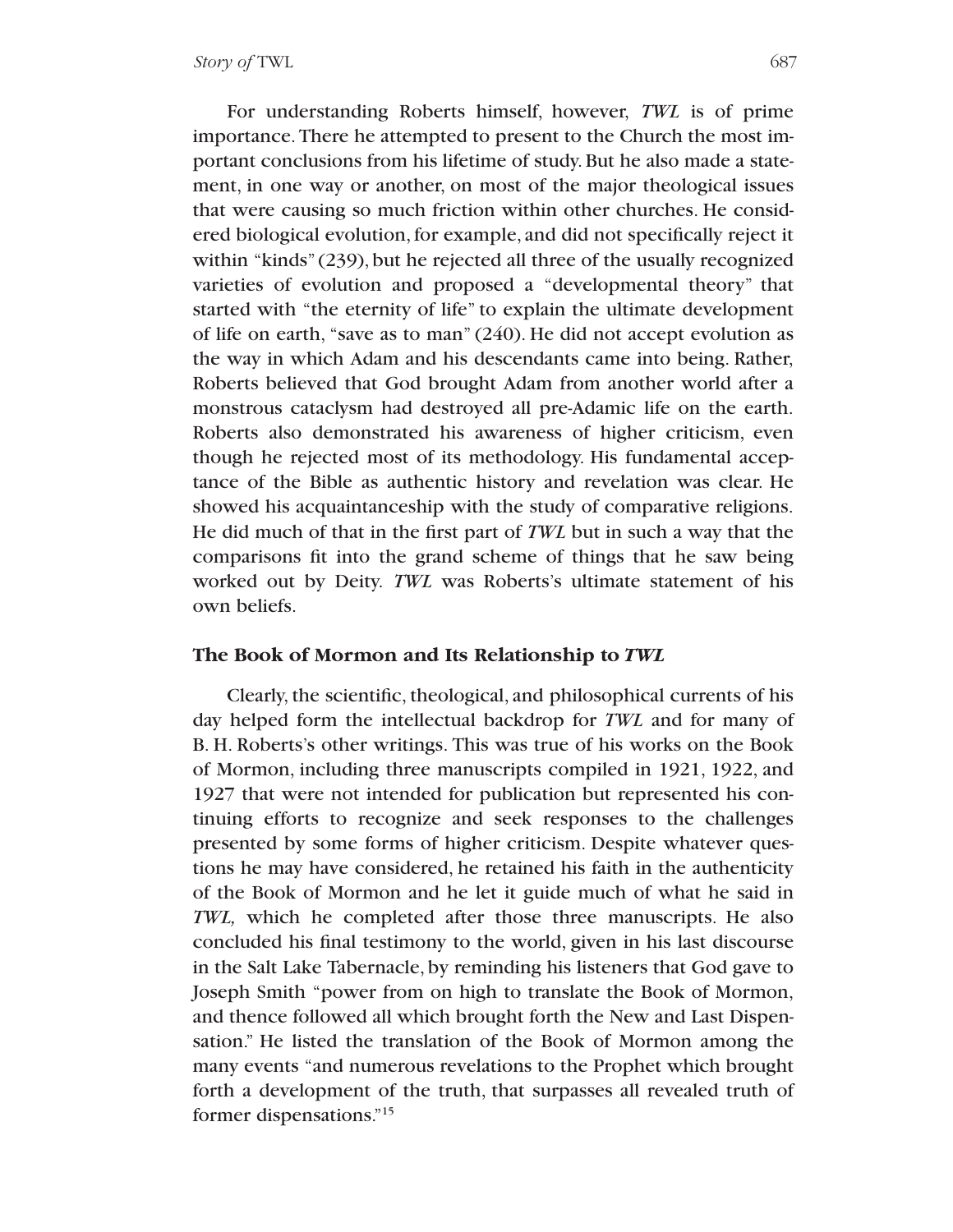For understanding Roberts himself, however, *TWL* is of prime importance. There he attempted to present to the Church the most important conclusions from his lifetime of study. But he also made a statement, in one way or another, on most of the major theological issues that were causing so much friction within other churches. He considered biological evolution, for example, and did not specifically reject it within "kinds" (239), but he rejected all three of the usually recognized varieties of evolution and proposed a "developmental theory" that started with "the eternity of life" to explain the ultimate development of life on earth, "save as to man" (240). He did not accept evolution as the way in which Adam and his descendants came into being. Rather, Roberts believed that God brought Adam from another world after a monstrous cataclysm had destroyed all pre-Adamic life on the earth. Roberts also demonstrated his awareness of higher criticism, even though he rejected most of its methodology. His fundamental acceptance of the Bible as authentic history and revelation was clear. He showed his acquaintanceship with the study of comparative religions. He did much of that in the first part of *TWL* but in such a way that the comparisons fit into the grand scheme of things that he saw being worked out by Deity. *TWL* was Roberts's ultimate statement of his own beliefs.

### The Book of Mormon and Its Relationship to *TWL*

Clearly, the scientific, theological, and philosophical currents of his day helped form the intellectual backdrop for *TWL* and for many of B. H. Roberts's other writings. This was true of his works on the Book of Mormon, including three manuscripts compiled in 1921, 1922, and 1927 that were not intended for publication but represented his continuing efforts to recognize and seek responses to the challenges presented by some forms of higher criticism. Despite whatever questions he may have considered, he retained his faith in the authenticity of the Book of Mormon and he let it guide much of what he said in *TWL,* which he completed after those three manuscripts. He also concluded his final testimony to the world, given in his last discourse in the Salt Lake Tabernacle, by reminding his listeners that God gave to Joseph Smith "power from on high to translate the Book of Mormon, and thence followed all which brought forth the New and Last Dispensation." He listed the translation of the Book of Mormon among the many events "and numerous revelations to the Prophet which brought forth a development of the truth, that surpasses all revealed truth of former dispensations."[15]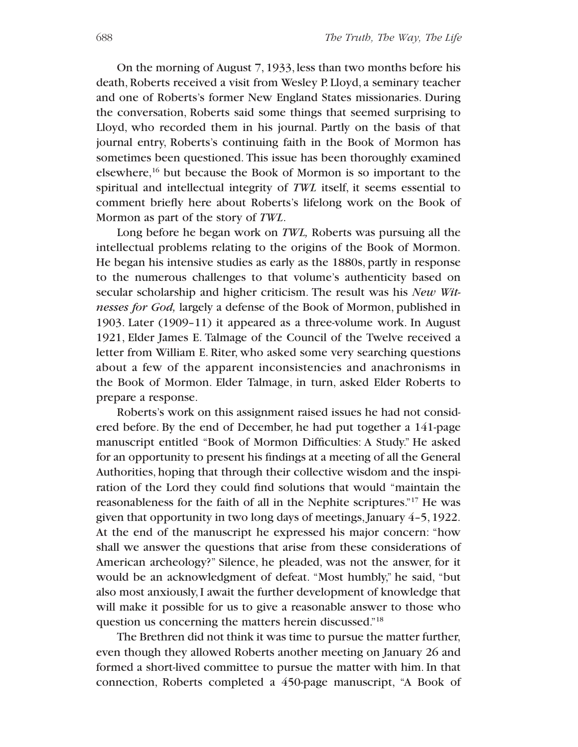On the morning of August 7, 1933, less than two months before his death, Roberts received a visit from Wesley P. Lloyd, a seminary teacher and one of Roberts's former New England States missionaries. During the conversation, Roberts said some things that seemed surprising to Lloyd, who recorded them in his journal. Partly on the basis of that journal entry, Roberts's continuing faith in the Book of Mormon has sometimes been questioned. This issue has been thoroughly examined elsewhere,[16] but because the Book of Mormon is so important to the spiritual and intellectual integrity of *TWL* itself, it seems essential to comment briefly here about Roberts's lifelong work on the Book of Mormon as part of the story of *TWL*.

Long before he began work on *TWL,* Roberts was pursuing all the intellectual problems relating to the origins of the Book of Mormon. He began his intensive studies as early as the 1880s, partly in response to the numerous challenges to that volume's authenticity based on secular scholarship and higher criticism. The result was his *New Witnesses for God,* largely a defense of the Book of Mormon, published in 1903. Later (1909–11) it appeared as a three-volume work. In August 1921, Elder James E. Talmage of the Council of the Twelve received a letter from William E. Riter, who asked some very searching questions about a few of the apparent inconsistencies and anachronisms in the Book of Mormon. Elder Talmage, in turn, asked Elder Roberts to prepare a response.

Roberts's work on this assignment raised issues he had not considered before. By the end of December, he had put together a 141-page manuscript entitled "Book of Mormon Difficulties: A Study." He asked for an opportunity to present his findings at a meeting of all the General Authorities, hoping that through their collective wisdom and the inspiration of the Lord they could find solutions that would "maintain the reasonableness for the faith of all in the Nephite scriptures."[17] He was given that opportunity in two long days of meetings, January 4–5, 1922. At the end of the manuscript he expressed his major concern: "how shall we answer the questions that arise from these considerations of American archeology?" Silence, he pleaded, was not the answer, for it would be an acknowledgment of defeat. "Most humbly," he said, "but also most anxiously, I await the further development of knowledge that will make it possible for us to give a reasonable answer to those who question us concerning the matters herein discussed."[18]

The Brethren did not think it was time to pursue the matter further, even though they allowed Roberts another meeting on January 26 and formed a short-lived committee to pursue the matter with him. In that connection, Roberts completed a 450-page manuscript, "A Book of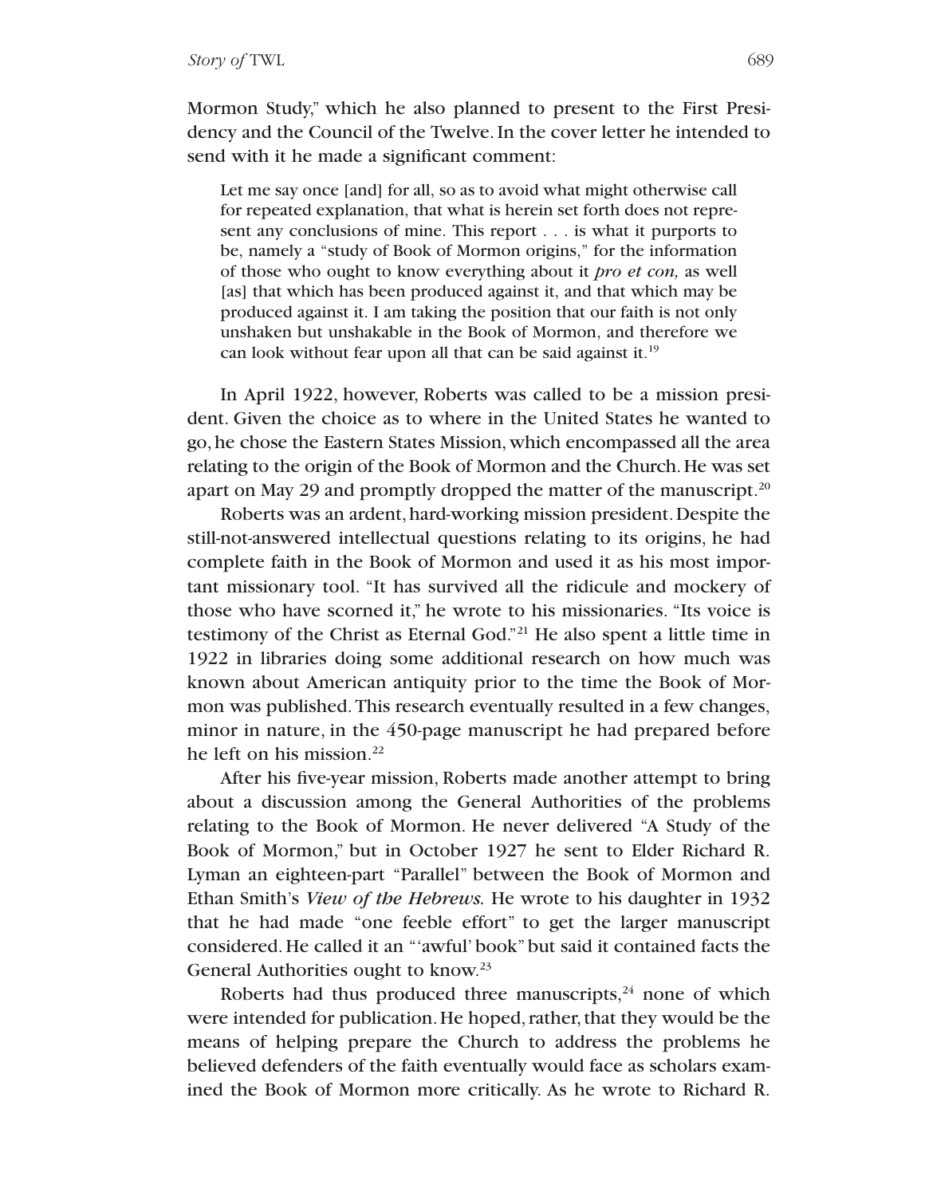Mormon Study," which he also planned to present to the First Presidency and the Council of the Twelve. In the cover letter he intended to send with it he made a significant comment:

> Let me say once [and] for all, so as to avoid what might otherwise call for repeated explanation, that what is herein set forth does not represent any conclusions of mine. This report . . . is what it purports to be, namely a "study of Book of Mormon origins," for the information of those who ought to know everything about it *pro et con,* as well [as] that which has been produced against it, and that which may be produced against it. I am taking the position that our faith is not only unshaken but unshakable in the Book of Mormon, and therefore we can look without fear upon all that can be said against it.[19]

In April 1922, however, Roberts was called to be a mission president. Given the choice as to where in the United States he wanted to go, he chose the Eastern States Mission, which encompassed all the area relating to the origin of the Book of Mormon and the Church. He was set apart on May 29 and promptly dropped the matter of the manuscript.[20]

Roberts was an ardent, hard-working mission president. Despite the still-not-answered intellectual questions relating to its origins, he had complete faith in the Book of Mormon and used it as his most important missionary tool. "It has survived all the ridicule and mockery of those who have scorned it," he wrote to his missionaries. "Its voice is testimony of the Christ as Eternal God."[21] He also spent a little time in 1922 in libraries doing some additional research on how much was known about American antiquity prior to the time the Book of Mormon was published. This research eventually resulted in a few changes, minor in nature, in the 450-page manuscript he had prepared before he left on his mission.[22]

After his five-year mission, Roberts made another attempt to bring about a discussion among the General Authorities of the problems relating to the Book of Mormon. He never delivered "A Study of the Book of Mormon," but in October 1927 he sent to Elder Richard R. Lyman an eighteen-part "Parallel" between the Book of Mormon and Ethan Smith's *View of the Hebrews.* He wrote to his daughter in 1932 that he had made "one feeble effort" to get the larger manuscript considered. He called it an "'awful' book" but said it contained facts the General Authorities ought to know.[23]

Roberts had thus produced three manuscripts,[24] none of which were intended for publication. He hoped, rather, that they would be the means of helping prepare the Church to address the problems he believed defenders of the faith eventually would face as scholars examined the Book of Mormon more critically. As he wrote to Richard R.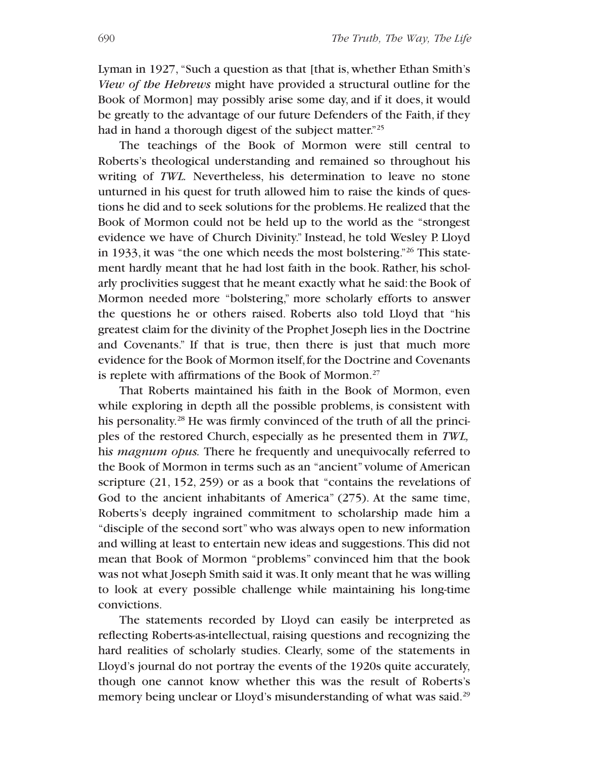Lyman in 1927, "Such a question as that [that is, whether Ethan Smith's *View of the Hebrews* might have provided a structural outline for the Book of Mormon] may possibly arise some day, and if it does, it would be greatly to the advantage of our future Defenders of the Faith, if they had in hand a thorough digest of the subject matter."[25]

The teachings of the Book of Mormon were still central to Roberts's theological understanding and remained so throughout his writing of *TWL*. Nevertheless, his determination to leave no stone unturned in his quest for truth allowed him to raise the kinds of questions he did and to seek solutions for the problems. He realized that the Book of Mormon could not be held up to the world as the "strongest evidence we have of Church Divinity." Instead, he told Wesley P. Lloyd in 1933, it was "the one which needs the most bolstering."[26] This statement hardly meant that he had lost faith in the book. Rather, his scholarly proclivities suggest that he meant exactly what he said: the Book of Mormon needed more "bolstering," more scholarly efforts to answer the questions he or others raised. Roberts also told Lloyd that "his greatest claim for the divinity of the Prophet Joseph lies in the Doctrine and Covenants." If that is true, then there is just that much more evidence for the Book of Mormon itself, for the Doctrine and Covenants is replete with affirmations of the Book of Mormon.[27]

That Roberts maintained his faith in the Book of Mormon, even while exploring in depth all the possible problems, is consistent with his personality.[28] He was firmly convinced of the truth of all the principles of the restored Church, especially as he presented them in *TWL*, his *magnum opus*. There he frequently and unequivocally referred to the Book of Mormon in terms such as an "ancient" volume of American scripture (21, 152, 259) or as a book that "contains the revelations of God to the ancient inhabitants of America" (275). At the same time, Roberts's deeply ingrained commitment to scholarship made him a "disciple of the second sort" who was always open to new information and willing at least to entertain new ideas and suggestions. This did not mean that Book of Mormon "problems" convinced him that the book was not what Joseph Smith said it was. It only meant that he was willing to look at every possible challenge while maintaining his long-time convictions.

The statements recorded by Lloyd can easily be interpreted as reflecting Roberts-as-intellectual, raising questions and recognizing the hard realities of scholarly studies. Clearly, some of the statements in Lloyd's journal do not portray the events of the 1920s quite accurately, though one cannot know whether this was the result of Roberts's memory being unclear or Lloyd's misunderstanding of what was said.[29]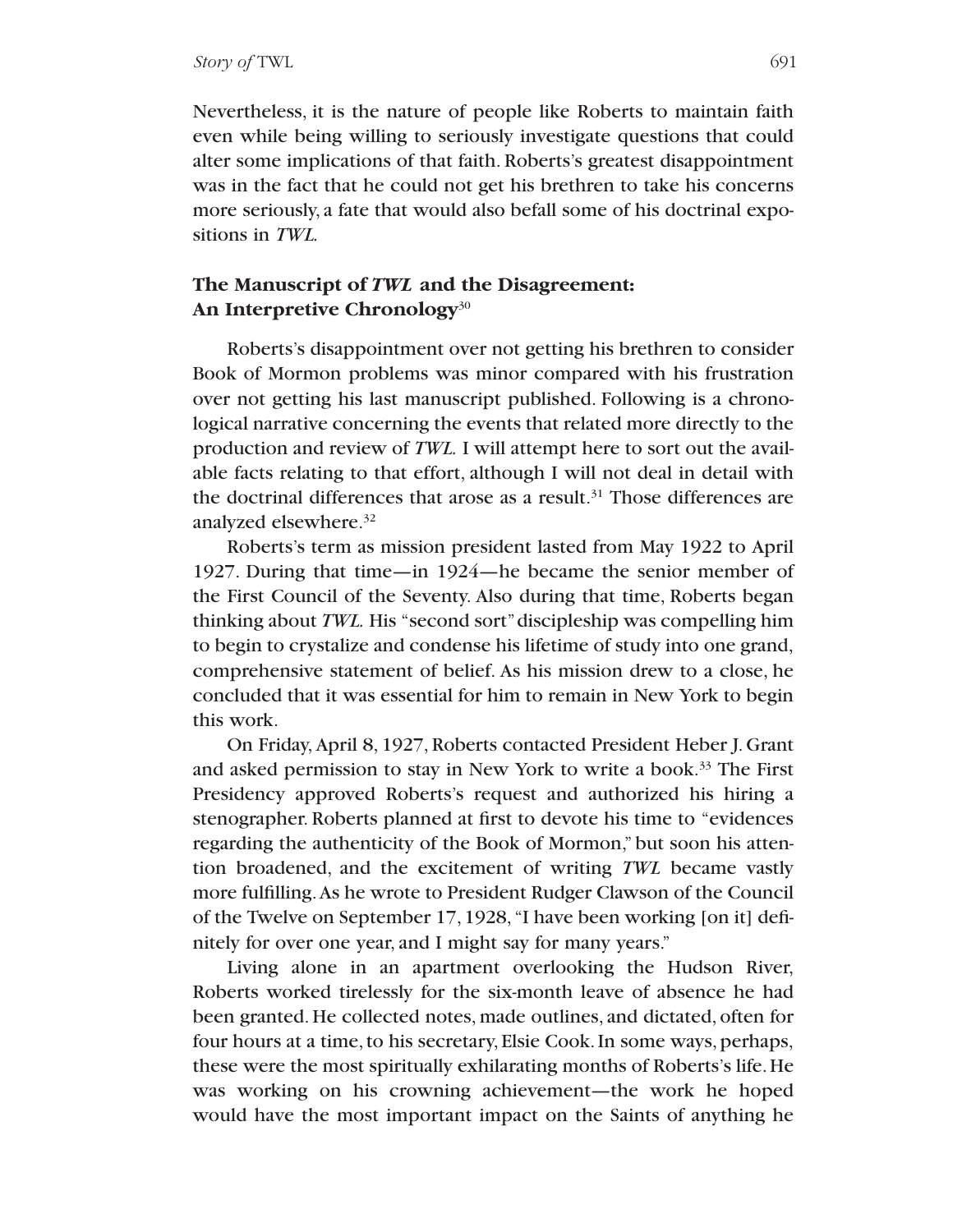Nevertheless, it is the nature of people like Roberts to maintain faith even while being willing to seriously investigate questions that could alter some implications of that faith. Roberts's greatest disappointment was in the fact that he could not get his brethren to take his concerns more seriously, a fate that would also befall some of his doctrinal expositions in *TWL.*

## The Manuscript of *TWL* and the Disagreement: An Interpretive Chronology[30]

Roberts's disappointment over not getting his brethren to consider Book of Mormon problems was minor compared with his frustration over not getting his last manuscript published. Following is a chronological narrative concerning the events that related more directly to the production and review of *TWL.* I will attempt here to sort out the available facts relating to that effort, although I will not deal in detail with the doctrinal differences that arose as a result.[31] Those differences are analyzed elsewhere.[32]

Roberts's term as mission president lasted from May 1922 to April 1927. During that time—in 1924—he became the senior member of the First Council of the Seventy. Also during that time, Roberts began thinking about *TWL.* His "second sort" discipleship was compelling him to begin to crystalize and condense his lifetime of study into one grand, comprehensive statement of belief. As his mission drew to a close, he concluded that it was essential for him to remain in New York to begin this work.

On Friday, April 8, 1927, Roberts contacted President Heber J. Grant and asked permission to stay in New York to write a book.[33] The First Presidency approved Roberts's request and authorized his hiring a stenographer. Roberts planned at first to devote his time to "evidences regarding the authenticity of the Book of Mormon," but soon his attention broadened, and the excitement of writing *TWL* became vastly more fulfilling. As he wrote to President Rudger Clawson of the Council of the Twelve on September 17, 1928, "I have been working [on it] definitely for over one year, and I might say for many years."

Living alone in an apartment overlooking the Hudson River, Roberts worked tirelessly for the six-month leave of absence he had been granted. He collected notes, made outlines, and dictated, often for four hours at a time, to his secretary, Elsie Cook. In some ways, perhaps, these were the most spiritually exhilarating months of Roberts's life. He was working on his crowning achievement—the work he hoped would have the most important impact on the Saints of anything he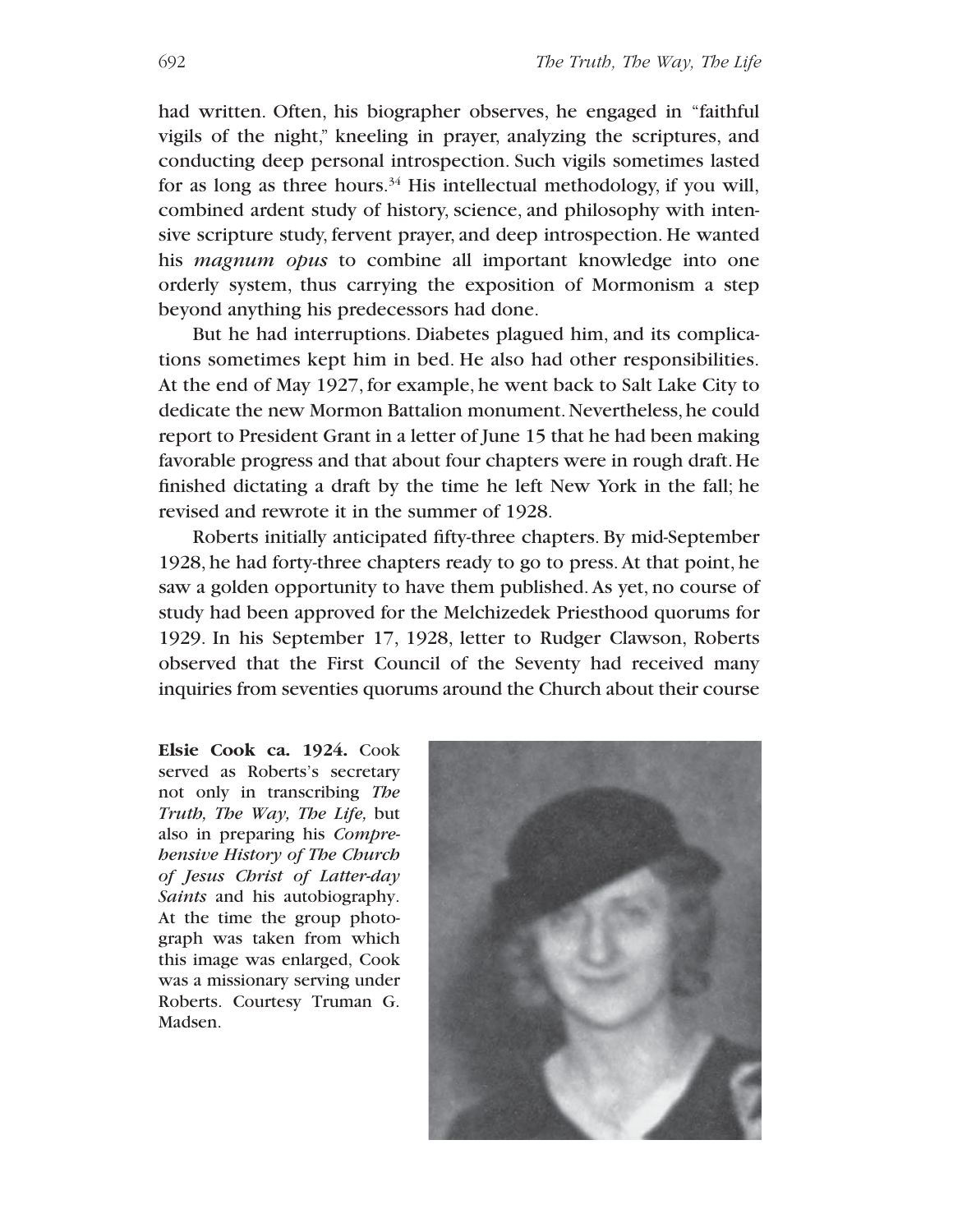had written. Often, his biographer observes, he engaged in "faithful vigils of the night," kneeling in prayer, analyzing the scriptures, and conducting deep personal introspection. Such vigils sometimes lasted for as long as three hours.[34] His intellectual methodology, if you will, combined ardent study of history, science, and philosophy with intensive scripture study, fervent prayer, and deep introspection. He wanted his *magnum opus* to combine all important knowledge into one orderly system, thus carrying the exposition of Mormonism a step beyond anything his predecessors had done.

But he had interruptions. Diabetes plagued him, and its complications sometimes kept him in bed. He also had other responsibilities. At the end of May 1927, for example, he went back to Salt Lake City to dedicate the new Mormon Battalion monument. Nevertheless, he could report to President Grant in a letter of June 15 that he had been making favorable progress and that about four chapters were in rough draft. He finished dictating a draft by the time he left New York in the fall; he revised and rewrote it in the summer of 1928.

Roberts initially anticipated fifty-three chapters. By mid-September 1928, he had forty-three chapters ready to go to press. At that point, he saw a golden opportunity to have them published. As yet, no course of study had been approved for the Melchizedek Priesthood quorums for 1929. In his September 17, 1928, letter to Rudger Clawson, Roberts observed that the First Council of the Seventy had received many inquiries from seventies quorums around the Church about their course

**Elsie Cook ca. 1924.** Cook served as Roberts's secretary not only in transcribing *The Truth, The Way, The Life,* but also in preparing his *Comprehensive History of The Church of Jesus Christ of Latter-day Saints* and his autobiography. At the time the group photograph was taken from which this image was enlarged, Cook was a missionary serving under Roberts. Courtesy Truman G. Madsen.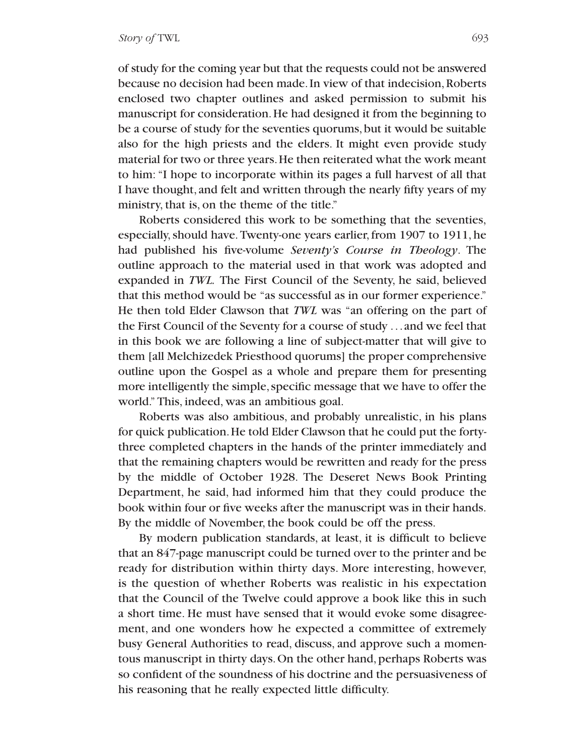of study for the coming year but that the requests could not be answered because no decision had been made. In view of that indecision, Roberts enclosed two chapter outlines and asked permission to submit his manuscript for consideration. He had designed it from the beginning to be a course of study for the seventies quorums, but it would be suitable also for the high priests and the elders. It might even provide study material for two or three years. He then reiterated what the work meant to him: "I hope to incorporate within its pages a full harvest of all that I have thought, and felt and written through the nearly fifty years of my ministry, that is, on the theme of the title."

Roberts considered this work to be something that the seventies, especially, should have. Twenty-one years earlier, from 1907 to 1911, he had published his five-volume *Seventy's Course in Theology*. The outline approach to the material used in that work was adopted and expanded in *TWL.* The First Council of the Seventy, he said, believed that this method would be "as successful as in our former experience." He then told Elder Clawson that *TWL* was "an offering on the part of the First Council of the Seventy for a course of study . . . and we feel that in this book we are following a line of subject-matter that will give to them [all Melchizedek Priesthood quorums] the proper comprehensive outline upon the Gospel as a whole and prepare them for presenting more intelligently the simple, specific message that we have to offer the world." This, indeed, was an ambitious goal.

Roberts was also ambitious, and probably unrealistic, in his plans for quick publication. He told Elder Clawson that he could put the forty-three completed chapters in the hands of the printer immediately and that the remaining chapters would be rewritten and ready for the press by the middle of October 1928. The Deseret News Book Printing Department, he said, had informed him that they could produce the book within four or five weeks after the manuscript was in their hands. By the middle of November, the book could be off the press.

By modern publication standards, at least, it is difficult to believe that an 847-page manuscript could be turned over to the printer and be ready for distribution within thirty days. More interesting, however, is the question of whether Roberts was realistic in his expectation that the Council of the Twelve could approve a book like this in such a short time. He must have sensed that it would evoke some disagreement, and one wonders how he expected a committee of extremely busy General Authorities to read, discuss, and approve such a momentous manuscript in thirty days. On the other hand, perhaps Roberts was so confident of the soundness of his doctrine and the persuasiveness of his reasoning that he really expected little difficulty.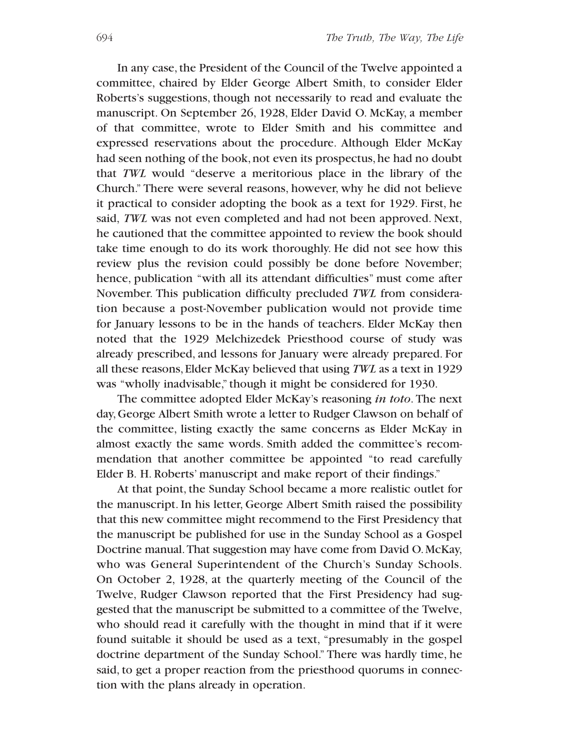In any case, the President of the Council of the Twelve appointed a committee, chaired by Elder George Albert Smith, to consider Elder Roberts's suggestions, though not necessarily to read and evaluate the manuscript. On September 26, 1928, Elder David O. McKay, a member of that committee, wrote to Elder Smith and his committee and expressed reservations about the procedure. Although Elder McKay had seen nothing of the book, not even its prospectus, he had no doubt that *TWL* would "deserve a meritorious place in the library of the Church." There were several reasons, however, why he did not believe it practical to consider adopting the book as a text for 1929. First, he said, *TWL* was not even completed and had not been approved. Next, he cautioned that the committee appointed to review the book should take time enough to do its work thoroughly. He did not see how this review plus the revision could possibly be done before November; hence, publication "with all its attendant difficulties" must come after November. This publication difficulty precluded *TWL* from consideration because a post-November publication would not provide time for January lessons to be in the hands of teachers. Elder McKay then noted that the 1929 Melchizedek Priesthood course of study was already prescribed, and lessons for January were already prepared. For all these reasons, Elder McKay believed that using *TWL* as a text in 1929 was "wholly inadvisable," though it might be considered for 1930.

The committee adopted Elder McKay's reasoning *in toto*. The next day, George Albert Smith wrote a letter to Rudger Clawson on behalf of the committee, listing exactly the same concerns as Elder McKay in almost exactly the same words. Smith added the committee's recommendation that another committee be appointed "to read carefully Elder B. H. Roberts' manuscript and make report of their findings."

At that point, the Sunday School became a more realistic outlet for the manuscript. In his letter, George Albert Smith raised the possibility that this new committee might recommend to the First Presidency that the manuscript be published for use in the Sunday School as a Gospel Doctrine manual. That suggestion may have come from David O. McKay, who was General Superintendent of the Church's Sunday Schools. On October 2, 1928, at the quarterly meeting of the Council of the Twelve, Rudger Clawson reported that the First Presidency had suggested that the manuscript be submitted to a committee of the Twelve, who should read it carefully with the thought in mind that if it were found suitable it should be used as a text, "presumably in the gospel doctrine department of the Sunday School." There was hardly time, he said, to get a proper reaction from the priesthood quorums in connection with the plans already in operation.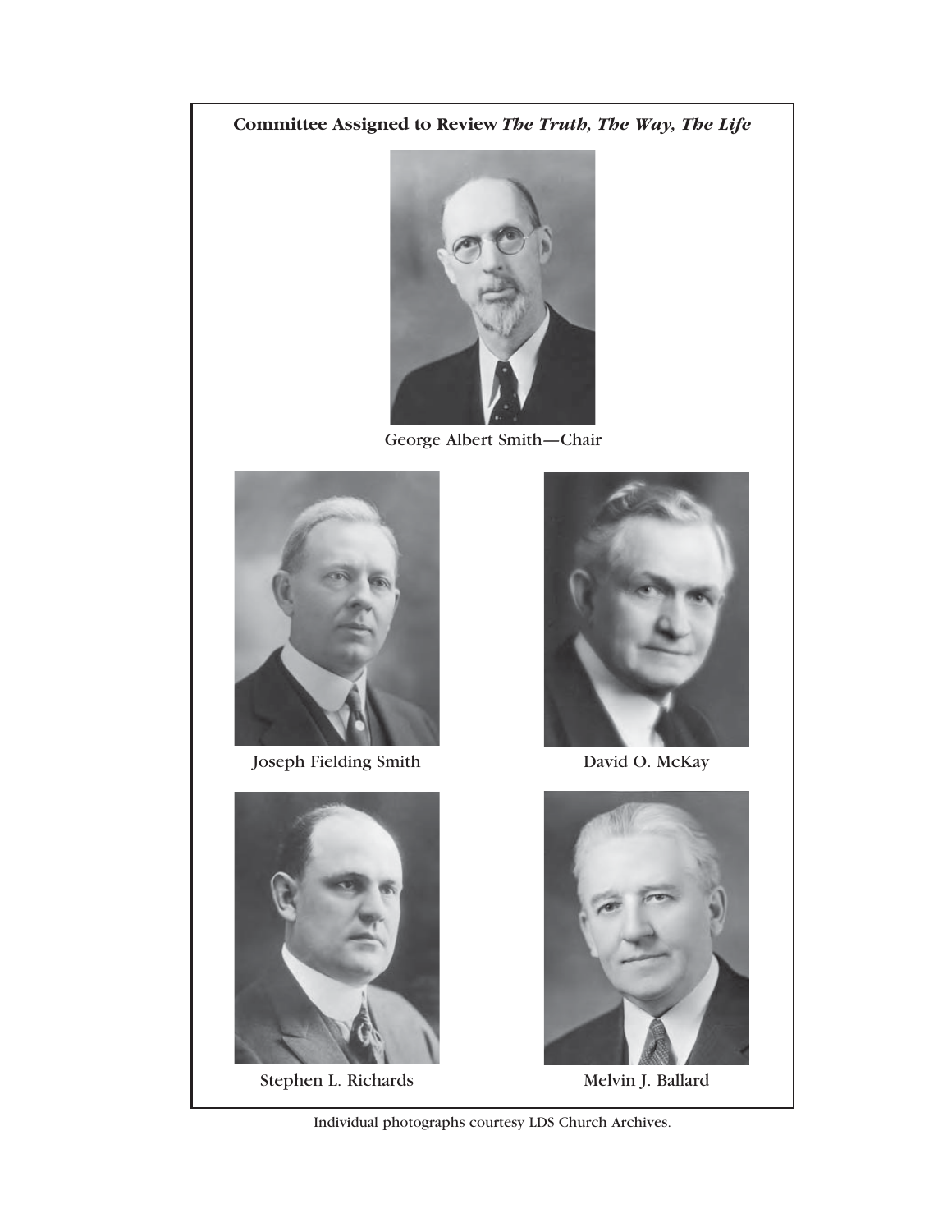**Committee Assigned to Review *The Truth, The Way, The Life***

George Albert Smith—Chair

Joseph Fielding Smith

David O. McKay

Stephen L. Richards

Melvin J. Ballard

Individual photographs courtesy LDS Church Archives.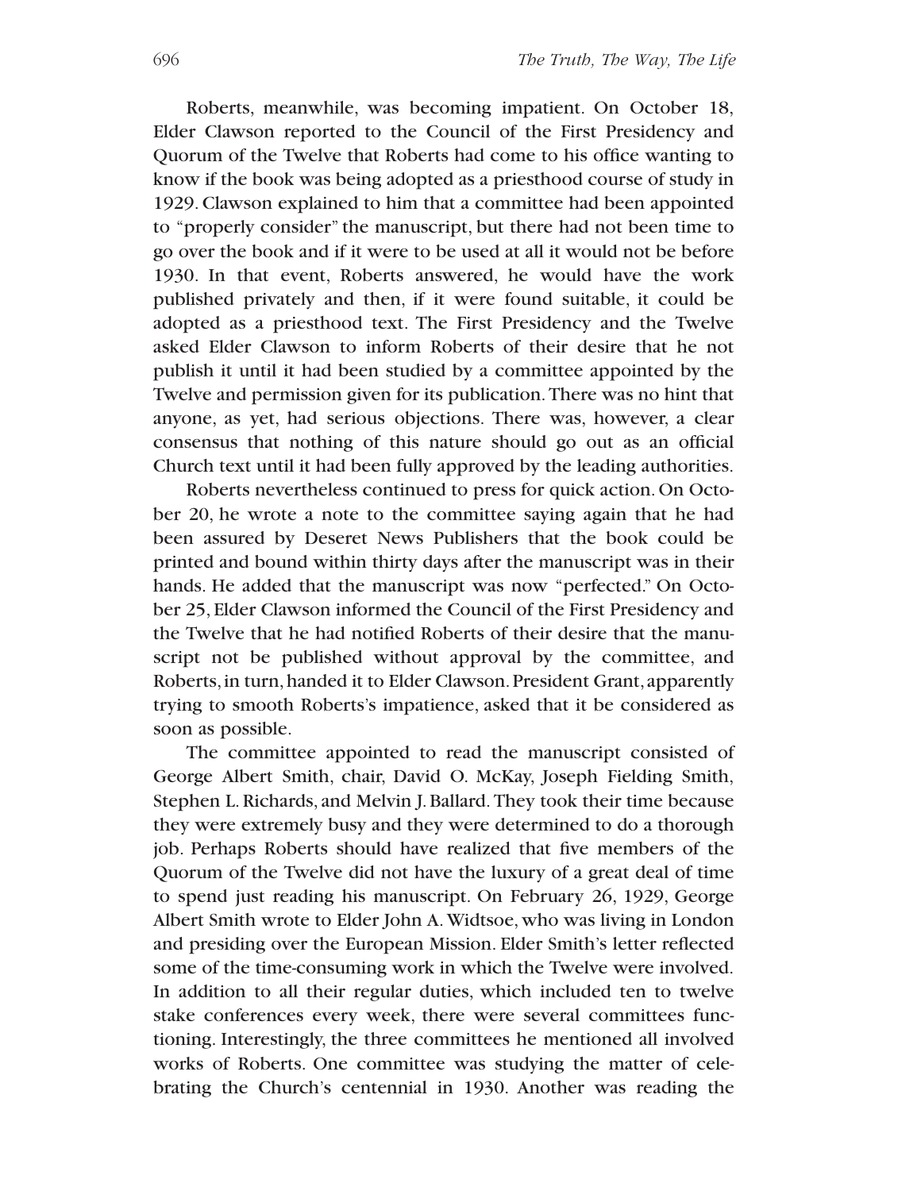Roberts, meanwhile, was becoming impatient. On October 18, Elder Clawson reported to the Council of the First Presidency and Quorum of the Twelve that Roberts had come to his office wanting to know if the book was being adopted as a priesthood course of study in 1929. Clawson explained to him that a committee had been appointed to "properly consider" the manuscript, but there had not been time to go over the book and if it were to be used at all it would not be before 1930. In that event, Roberts answered, he would have the work published privately and then, if it were found suitable, it could be adopted as a priesthood text. The First Presidency and the Twelve asked Elder Clawson to inform Roberts of their desire that he not publish it until it had been studied by a committee appointed by the Twelve and permission given for its publication. There was no hint that anyone, as yet, had serious objections. There was, however, a clear consensus that nothing of this nature should go out as an official Church text until it had been fully approved by the leading authorities.

Roberts nevertheless continued to press for quick action. On October 20, he wrote a note to the committee saying again that he had been assured by Deseret News Publishers that the book could be printed and bound within thirty days after the manuscript was in their hands. He added that the manuscript was now "perfected." On October 25, Elder Clawson informed the Council of the First Presidency and the Twelve that he had notified Roberts of their desire that the manuscript not be published without approval by the committee, and Roberts, in turn, handed it to Elder Clawson. President Grant, apparently trying to smooth Roberts's impatience, asked that it be considered as soon as possible.

The committee appointed to read the manuscript consisted of George Albert Smith, chair, David O. McKay, Joseph Fielding Smith, Stephen L. Richards, and Melvin J. Ballard. They took their time because they were extremely busy and they were determined to do a thorough job. Perhaps Roberts should have realized that five members of the Quorum of the Twelve did not have the luxury of a great deal of time to spend just reading his manuscript. On February 26, 1929, George Albert Smith wrote to Elder John A. Widtsoe, who was living in London and presiding over the European Mission. Elder Smith's letter reflected some of the time-consuming work in which the Twelve were involved. In addition to all their regular duties, which included ten to twelve stake conferences every week, there were several committees functioning. Interestingly, the three committees he mentioned all involved works of Roberts. One committee was studying the matter of celebrating the Church's centennial in 1930. Another was reading the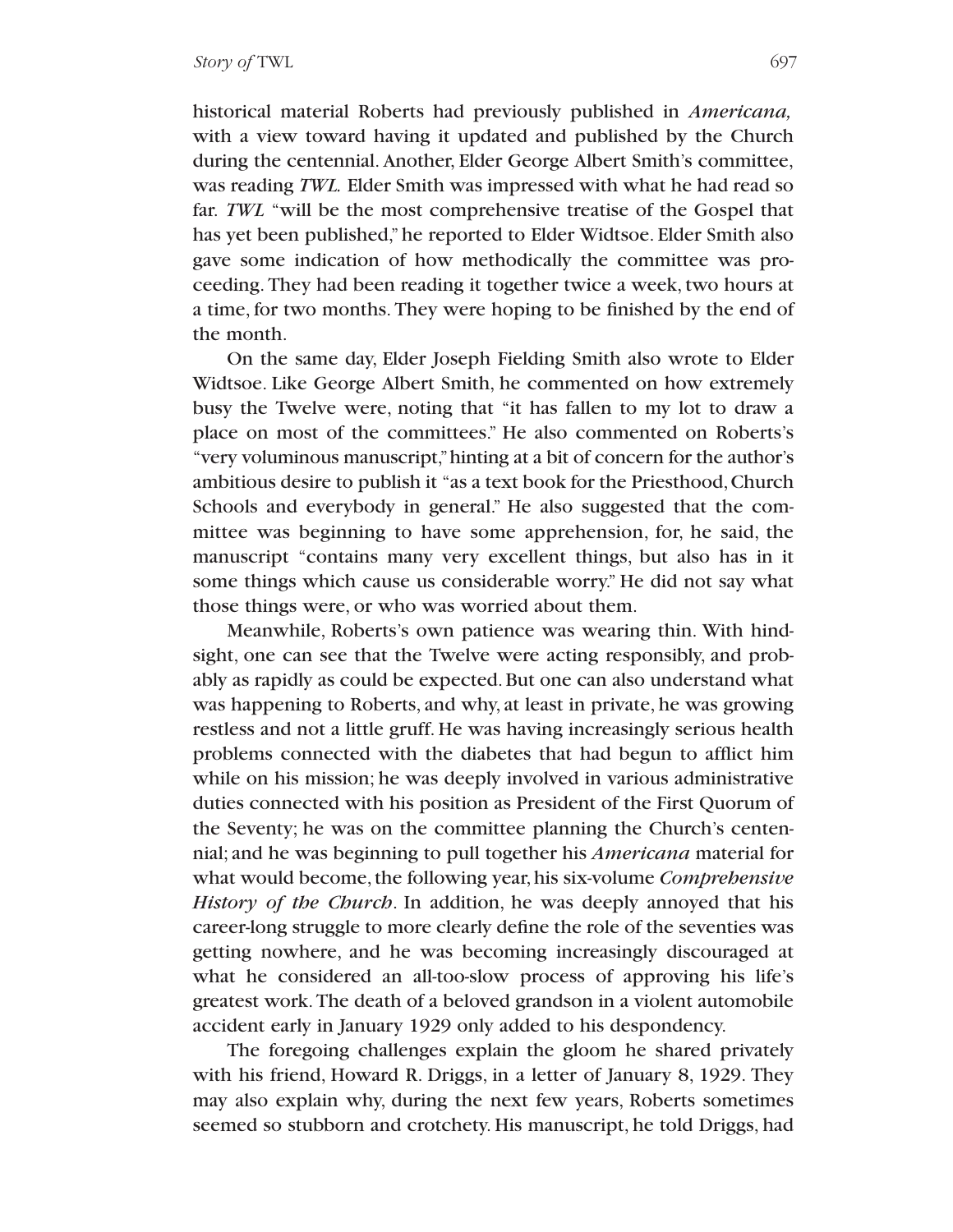historical material Roberts had previously published in *Americana,* with a view toward having it updated and published by the Church during the centennial. Another, Elder George Albert Smith's committee, was reading *TWL.* Elder Smith was impressed with what he had read so far. *TWL* "will be the most comprehensive treatise of the Gospel that has yet been published," he reported to Elder Widtsoe. Elder Smith also gave some indication of how methodically the committee was proceeding. They had been reading it together twice a week, two hours at a time, for two months. They were hoping to be finished by the end of the month.

On the same day, Elder Joseph Fielding Smith also wrote to Elder Widtsoe. Like George Albert Smith, he commented on how extremely busy the Twelve were, noting that "it has fallen to my lot to draw a place on most of the committees." He also commented on Roberts's "very voluminous manuscript," hinting at a bit of concern for the author's ambitious desire to publish it "as a text book for the Priesthood, Church Schools and everybody in general." He also suggested that the committee was beginning to have some apprehension, for, he said, the manuscript "contains many very excellent things, but also has in it some things which cause us considerable worry." He did not say what those things were, or who was worried about them.

Meanwhile, Roberts's own patience was wearing thin. With hindsight, one can see that the Twelve were acting responsibly, and probably as rapidly as could be expected. But one can also understand what was happening to Roberts, and why, at least in private, he was growing restless and not a little gruff. He was having increasingly serious health problems connected with the diabetes that had begun to afflict him while on his mission; he was deeply involved in various administrative duties connected with his position as President of the First Quorum of the Seventy; he was on the committee planning the Church's centennial; and he was beginning to pull together his *Americana* material for what would become, the following year, his six-volume *Comprehensive History of the Church*. In addition, he was deeply annoyed that his career-long struggle to more clearly define the role of the seventies was getting nowhere, and he was becoming increasingly discouraged at what he considered an all-too-slow process of approving his life's greatest work. The death of a beloved grandson in a violent automobile accident early in January 1929 only added to his despondency.

The foregoing challenges explain the gloom he shared privately with his friend, Howard R. Driggs, in a letter of January 8, 1929. They may also explain why, during the next few years, Roberts sometimes seemed so stubborn and crotchety. His manuscript, he told Driggs, had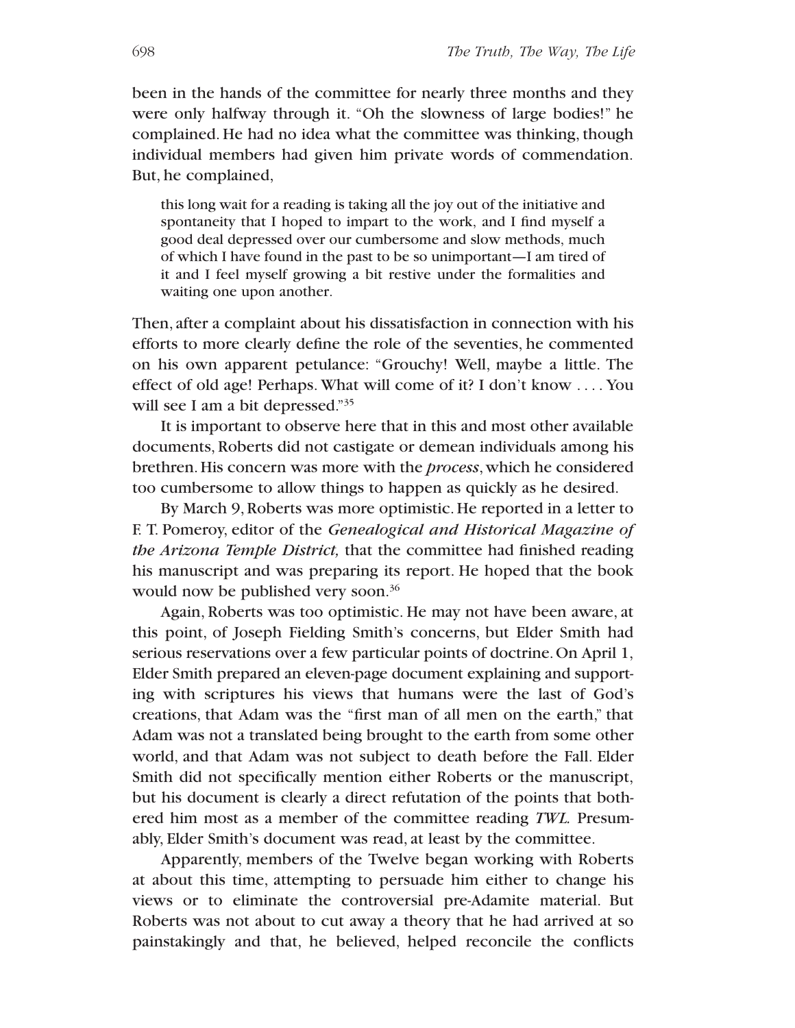been in the hands of the committee for nearly three months and they were only halfway through it. "Oh the slowness of large bodies!" he complained. He had no idea what the committee was thinking, though individual members had given him private words of commendation. But, he complained,

> this long wait for a reading is taking all the joy out of the initiative and spontaneity that I hoped to impart to the work, and I find myself a good deal depressed over our cumbersome and slow methods, much of which I have found in the past to be so unimportant—I am tired of it and I feel myself growing a bit restive under the formalities and waiting one upon another.

Then, after a complaint about his dissatisfaction in connection with his efforts to more clearly define the role of the seventies, he commented on his own apparent petulance: "Grouchy! Well, maybe a little. The effect of old age! Perhaps. What will come of it? I don't know . . . . You will see I am a bit depressed."[35]

It is important to observe here that in this and most other available documents, Roberts did not castigate or demean individuals among his brethren. His concern was more with the *process*, which he considered too cumbersome to allow things to happen as quickly as he desired.

By March 9, Roberts was more optimistic. He reported in a letter to F. T. Pomeroy, editor of the *Genealogical and Historical Magazine of the Arizona Temple District,* that the committee had finished reading his manuscript and was preparing its report. He hoped that the book would now be published very soon.[36]

Again, Roberts was too optimistic. He may not have been aware, at this point, of Joseph Fielding Smith's concerns, but Elder Smith had serious reservations over a few particular points of doctrine. On April 1, Elder Smith prepared an eleven-page document explaining and supporting with scriptures his views that humans were the last of God's creations, that Adam was the "first man of all men on the earth," that Adam was not a translated being brought to the earth from some other world, and that Adam was not subject to death before the Fall. Elder Smith did not specifically mention either Roberts or the manuscript, but his document is clearly a direct refutation of the points that bothered him most as a member of the committee reading *TWL.* Presumably, Elder Smith's document was read, at least by the committee.

Apparently, members of the Twelve began working with Roberts at about this time, attempting to persuade him either to change his views or to eliminate the controversial pre-Adamite material. But Roberts was not about to cut away a theory that he had arrived at so painstakingly and that, he believed, helped reconcile the conflicts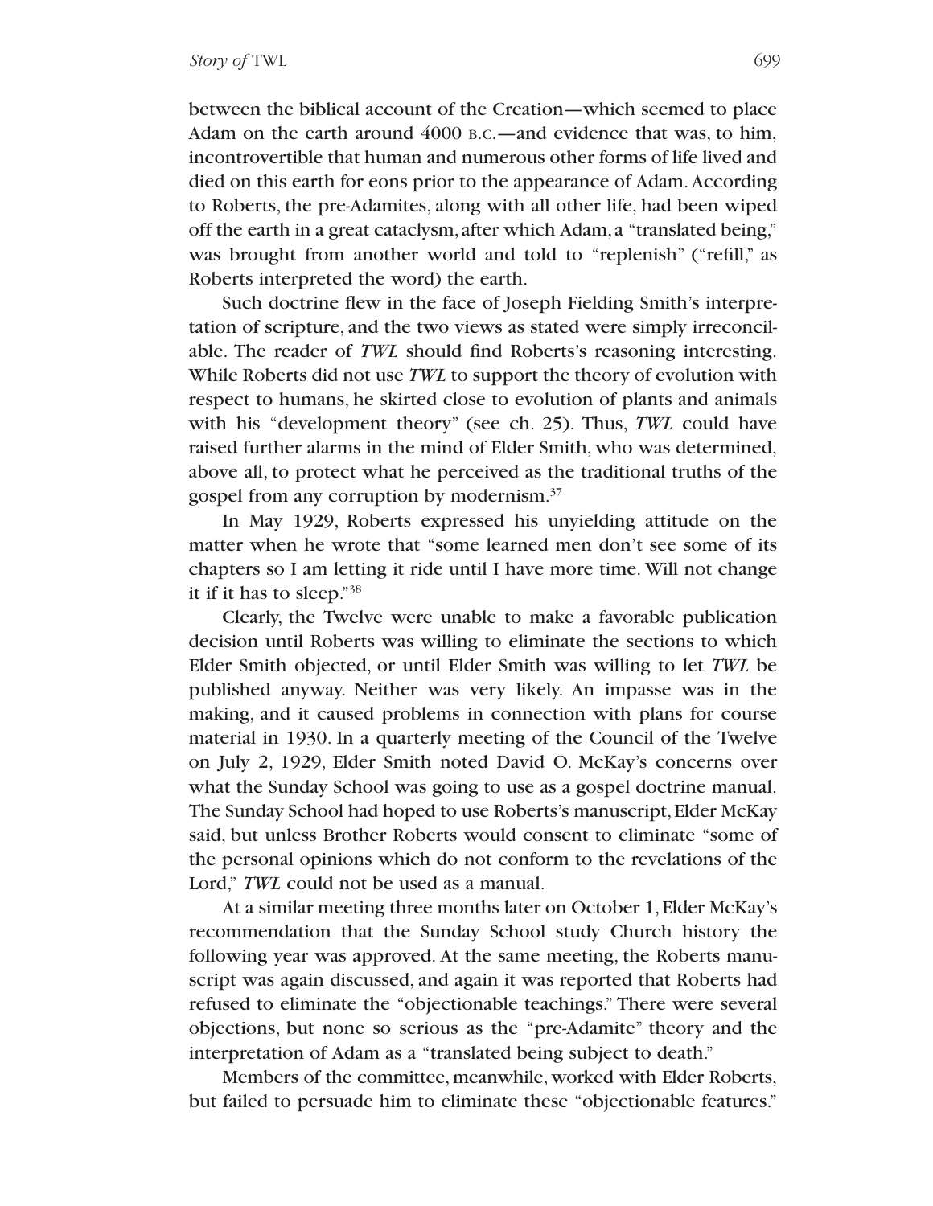between the biblical account of the Creation—which seemed to place Adam on the earth around 4000 B.C.—and evidence that was, to him, incontrovertible that human and numerous other forms of life lived and died on this earth for eons prior to the appearance of Adam. According to Roberts, the pre-Adamites, along with all other life, had been wiped off the earth in a great cataclysm, after which Adam, a "translated being," was brought from another world and told to "replenish" ("refill," as Roberts interpreted the word) the earth.

Such doctrine flew in the face of Joseph Fielding Smith's interpretation of scripture, and the two views as stated were simply irreconcilable. The reader of *TWL* should find Roberts's reasoning interesting. While Roberts did not use *TWL* to support the theory of evolution with respect to humans, he skirted close to evolution of plants and animals with his "development theory" (see ch. 25). Thus, *TWL* could have raised further alarms in the mind of Elder Smith, who was determined, above all, to protect what he perceived as the traditional truths of the gospel from any corruption by modernism.[37]

In May 1929, Roberts expressed his unyielding attitude on the matter when he wrote that "some learned men don't see some of its chapters so I am letting it ride until I have more time. Will not change it if it has to sleep."[38]

Clearly, the Twelve were unable to make a favorable publication decision until Roberts was willing to eliminate the sections to which Elder Smith objected, or until Elder Smith was willing to let *TWL* be published anyway. Neither was very likely. An impasse was in the making, and it caused problems in connection with plans for course material in 1930. In a quarterly meeting of the Council of the Twelve on July 2, 1929, Elder Smith noted David O. McKay's concerns over what the Sunday School was going to use as a gospel doctrine manual. The Sunday School had hoped to use Roberts's manuscript, Elder McKay said, but unless Brother Roberts would consent to eliminate "some of the personal opinions which do not conform to the revelations of the Lord," *TWL* could not be used as a manual.

At a similar meeting three months later on October 1, Elder McKay's recommendation that the Sunday School study Church history the following year was approved. At the same meeting, the Roberts manuscript was again discussed, and again it was reported that Roberts had refused to eliminate the "objectionable teachings." There were several objections, but none so serious as the "pre-Adamite" theory and the interpretation of Adam as a "translated being subject to death."

Members of the committee, meanwhile, worked with Elder Roberts, but failed to persuade him to eliminate these "objectionable features."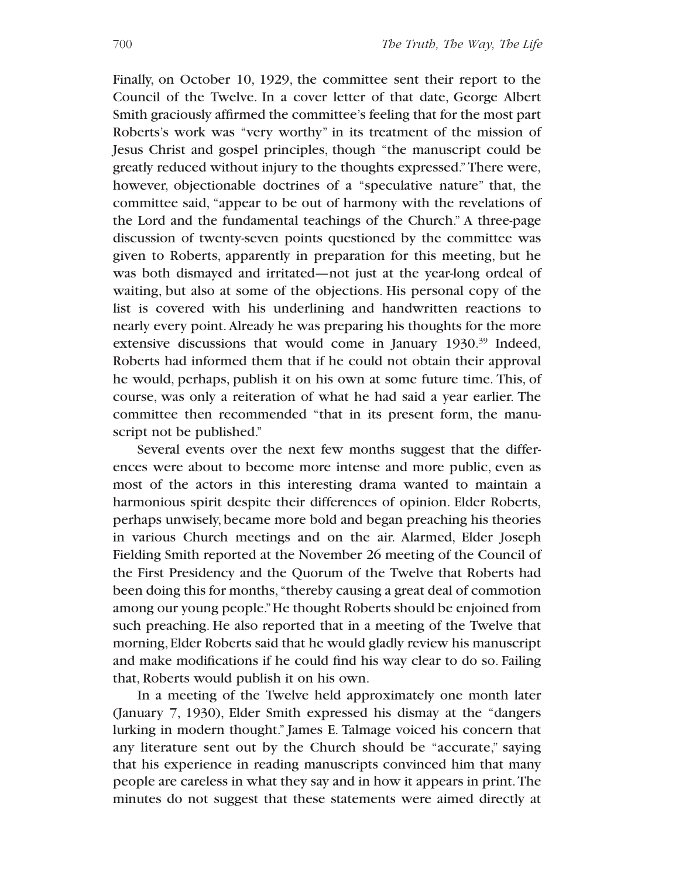Finally, on October 10, 1929, the committee sent their report to the Council of the Twelve. In a cover letter of that date, George Albert Smith graciously affirmed the committee's feeling that for the most part Roberts's work was "very worthy" in its treatment of the mission of Jesus Christ and gospel principles, though "the manuscript could be greatly reduced without injury to the thoughts expressed." There were, however, objectionable doctrines of a "speculative nature" that, the committee said, "appear to be out of harmony with the revelations of the Lord and the fundamental teachings of the Church." A three-page discussion of twenty-seven points questioned by the committee was given to Roberts, apparently in preparation for this meeting, but he was both dismayed and irritated—not just at the year-long ordeal of waiting, but also at some of the objections. His personal copy of the list is covered with his underlining and handwritten reactions to nearly every point. Already he was preparing his thoughts for the more extensive discussions that would come in January 1930.[39] Indeed, Roberts had informed them that if he could not obtain their approval he would, perhaps, publish it on his own at some future time. This, of course, was only a reiteration of what he had said a year earlier. The committee then recommended "that in its present form, the manuscript not be published."

Several events over the next few months suggest that the differences were about to become more intense and more public, even as most of the actors in this interesting drama wanted to maintain a harmonious spirit despite their differences of opinion. Elder Roberts, perhaps unwisely, became more bold and began preaching his theories in various Church meetings and on the air. Alarmed, Elder Joseph Fielding Smith reported at the November 26 meeting of the Council of the First Presidency and the Quorum of the Twelve that Roberts had been doing this for months, "thereby causing a great deal of commotion among our young people." He thought Roberts should be enjoined from such preaching. He also reported that in a meeting of the Twelve that morning, Elder Roberts said that he would gladly review his manuscript and make modifications if he could find his way clear to do so. Failing that, Roberts would publish it on his own.

In a meeting of the Twelve held approximately one month later (January 7, 1930), Elder Smith expressed his dismay at the "dangers lurking in modern thought." James E. Talmage voiced his concern that any literature sent out by the Church should be "accurate," saying that his experience in reading manuscripts convinced him that many people are careless in what they say and in how it appears in print. The minutes do not suggest that these statements were aimed directly at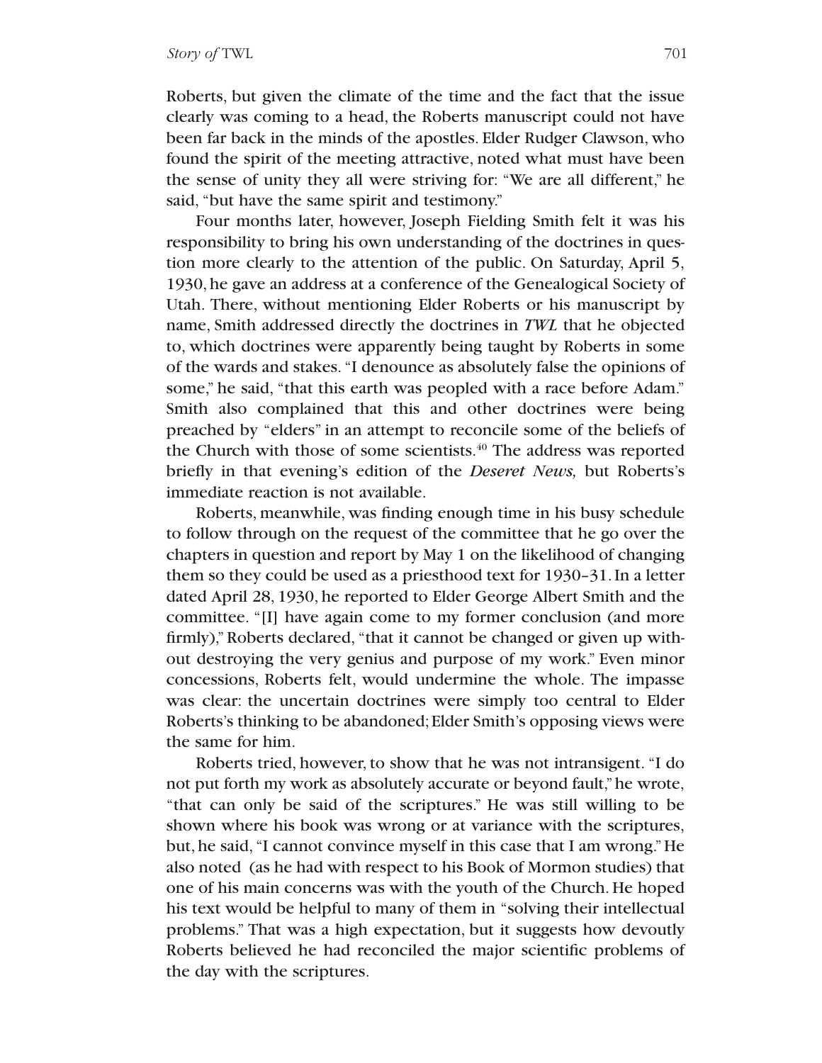Roberts, but given the climate of the time and the fact that the issue clearly was coming to a head, the Roberts manuscript could not have been far back in the minds of the apostles. Elder Rudger Clawson, who found the spirit of the meeting attractive, noted what must have been the sense of unity they all were striving for: "We are all different," he said, "but have the same spirit and testimony."

Four months later, however, Joseph Fielding Smith felt it was his responsibility to bring his own understanding of the doctrines in question more clearly to the attention of the public. On Saturday, April 5, 1930, he gave an address at a conference of the Genealogical Society of Utah. There, without mentioning Elder Roberts or his manuscript by name, Smith addressed directly the doctrines in *TWL* that he objected to, which doctrines were apparently being taught by Roberts in some of the wards and stakes. "I denounce as absolutely false the opinions of some," he said, "that this earth was peopled with a race before Adam." Smith also complained that this and other doctrines were being preached by "elders" in an attempt to reconcile some of the beliefs of the Church with those of some scientists.[40] The address was reported briefly in that evening's edition of the *Deseret News,* but Roberts's immediate reaction is not available.

Roberts, meanwhile, was finding enough time in his busy schedule to follow through on the request of the committee that he go over the chapters in question and report by May 1 on the likelihood of changing them so they could be used as a priesthood text for 1930–31. In a letter dated April 28, 1930, he reported to Elder George Albert Smith and the committee. "[I] have again come to my former conclusion (and more firmly)," Roberts declared, "that it cannot be changed or given up without destroying the very genius and purpose of my work." Even minor concessions, Roberts felt, would undermine the whole. The impasse was clear: the uncertain doctrines were simply too central to Elder Roberts's thinking to be abandoned; Elder Smith's opposing views were the same for him.

Roberts tried, however, to show that he was not intransigent. "I do not put forth my work as absolutely accurate or beyond fault," he wrote, "that can only be said of the scriptures." He was still willing to be shown where his book was wrong or at variance with the scriptures, but, he said, "I cannot convince myself in this case that I am wrong." He also noted (as he had with respect to his Book of Mormon studies) that one of his main concerns was with the youth of the Church. He hoped his text would be helpful to many of them in "solving their intellectual problems." That was a high expectation, but it suggests how devoutly Roberts believed he had reconciled the major scientific problems of the day with the scriptures.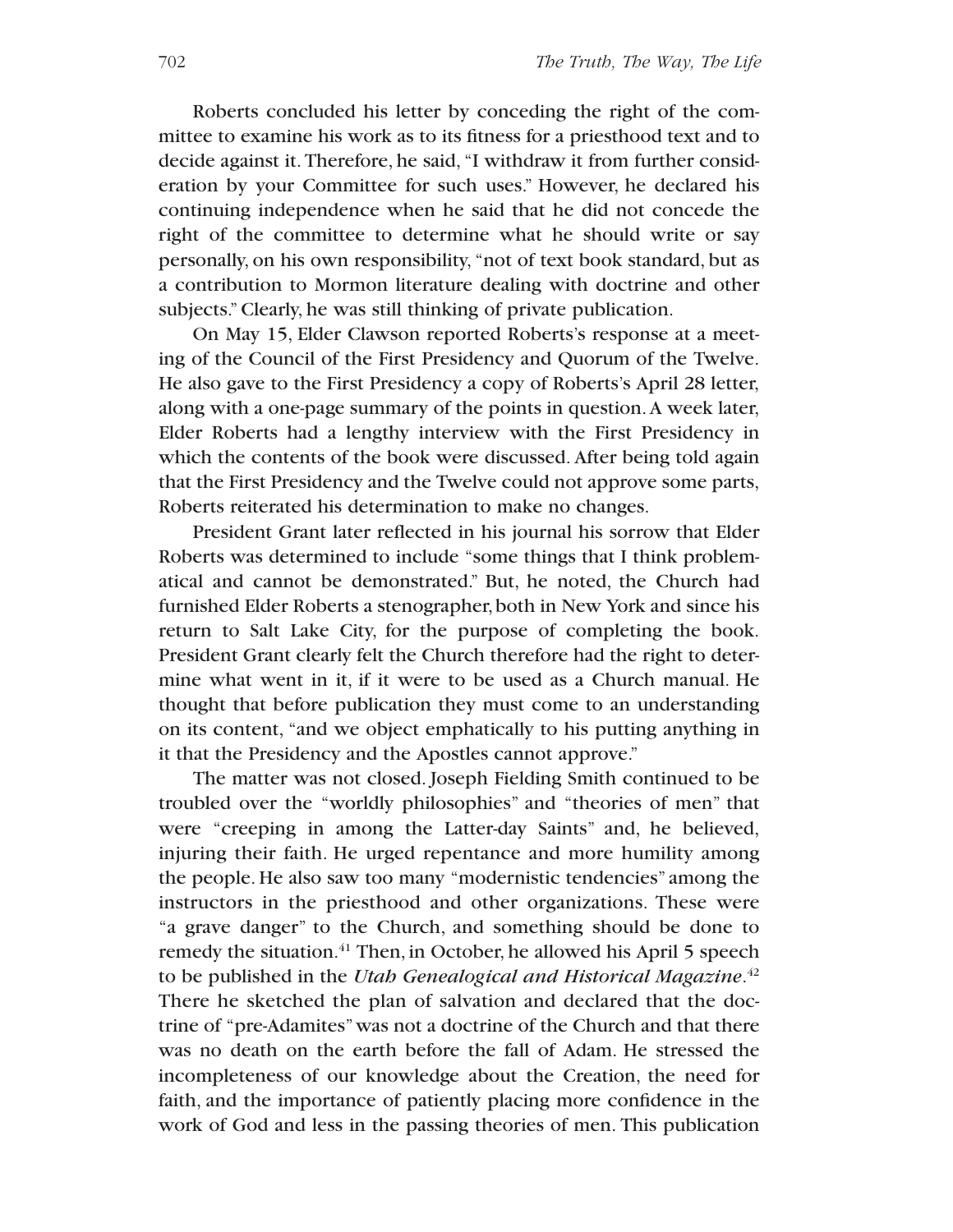Roberts concluded his letter by conceding the right of the committee to examine his work as to its fitness for a priesthood text and to decide against it. Therefore, he said, "I withdraw it from further consideration by your Committee for such uses." However, he declared his continuing independence when he said that he did not concede the right of the committee to determine what he should write or say personally, on his own responsibility, "not of text book standard, but as a contribution to Mormon literature dealing with doctrine and other subjects." Clearly, he was still thinking of private publication.

On May 15, Elder Clawson reported Roberts's response at a meeting of the Council of the First Presidency and Quorum of the Twelve. He also gave to the First Presidency a copy of Roberts's April 28 letter, along with a one-page summary of the points in question. A week later, Elder Roberts had a lengthy interview with the First Presidency in which the contents of the book were discussed. After being told again that the First Presidency and the Twelve could not approve some parts, Roberts reiterated his determination to make no changes.

President Grant later reflected in his journal his sorrow that Elder Roberts was determined to include "some things that I think problematical and cannot be demonstrated." But, he noted, the Church had furnished Elder Roberts a stenographer, both in New York and since his return to Salt Lake City, for the purpose of completing the book. President Grant clearly felt the Church therefore had the right to determine what went in it, if it were to be used as a Church manual. He thought that before publication they must come to an understanding on its content, "and we object emphatically to his putting anything in it that the Presidency and the Apostles cannot approve."

The matter was not closed. Joseph Fielding Smith continued to be troubled over the "worldly philosophies" and "theories of men" that were "creeping in among the Latter-day Saints" and, he believed, injuring their faith. He urged repentance and more humility among the people. He also saw too many "modernistic tendencies" among the instructors in the priesthood and other organizations. These were "a grave danger" to the Church, and something should be done to remedy the situation.[41] Then, in October, he allowed his April 5 speech to be published in the *Utah Genealogical and Historical Magazine*.[42] There he sketched the plan of salvation and declared that the doctrine of "pre-Adamites" was not a doctrine of the Church and that there was no death on the earth before the fall of Adam. He stressed the incompleteness of our knowledge about the Creation, the need for faith, and the importance of patiently placing more confidence in the work of God and less in the passing theories of men. This publication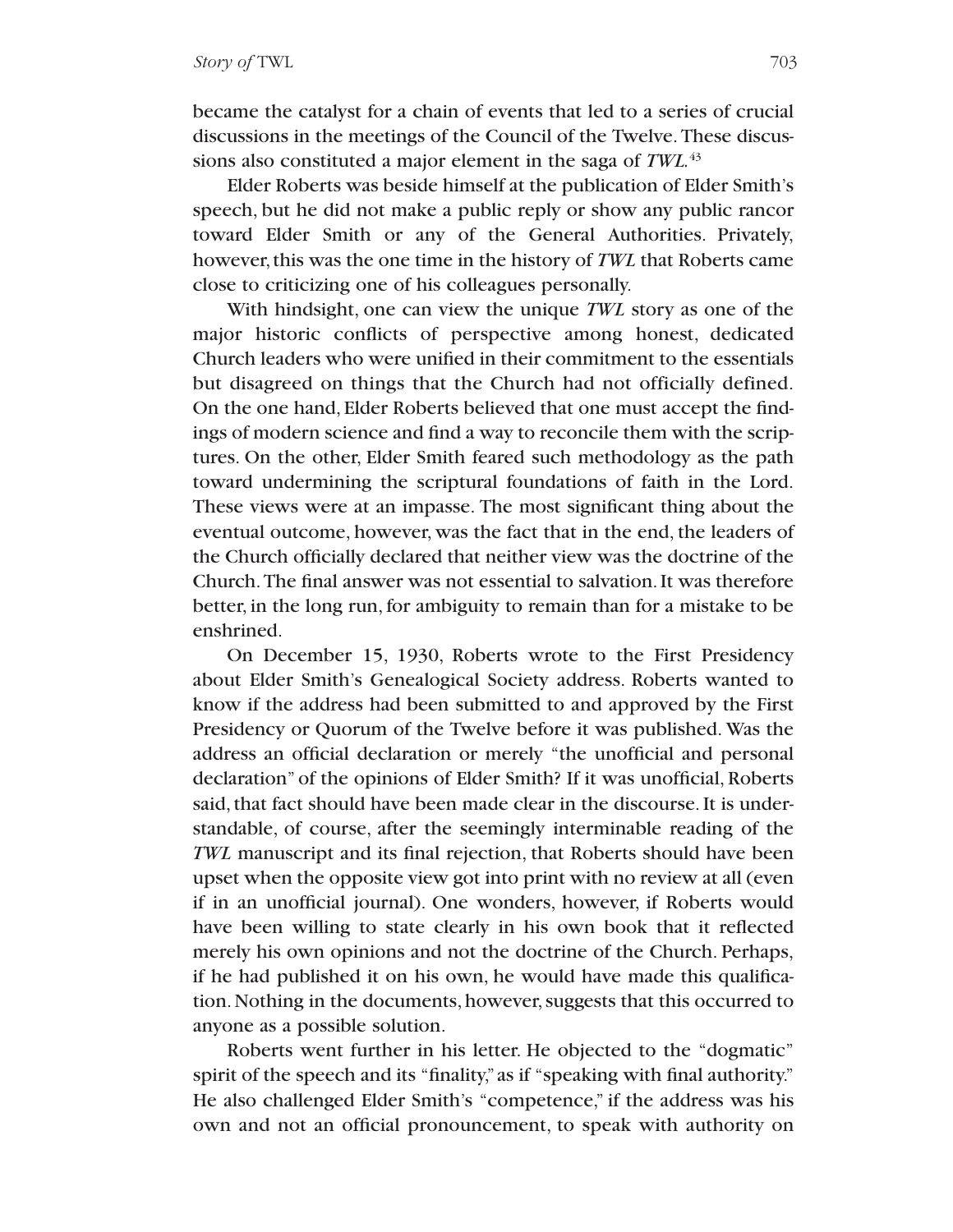became the catalyst for a chain of events that led to a series of crucial discussions in the meetings of the Council of the Twelve. These discussions also constituted a major element in the saga of *TWL*.[43]

Elder Roberts was beside himself at the publication of Elder Smith's speech, but he did not make a public reply or show any public rancor toward Elder Smith or any of the General Authorities. Privately, however, this was the one time in the history of *TWL* that Roberts came close to criticizing one of his colleagues personally.

With hindsight, one can view the unique *TWL* story as one of the major historic conflicts of perspective among honest, dedicated Church leaders who were unified in their commitment to the essentials but disagreed on things that the Church had not officially defined. On the one hand, Elder Roberts believed that one must accept the findings of modern science and find a way to reconcile them with the scriptures. On the other, Elder Smith feared such methodology as the path toward undermining the scriptural foundations of faith in the Lord. These views were at an impasse. The most significant thing about the eventual outcome, however, was the fact that in the end, the leaders of the Church officially declared that neither view was the doctrine of the Church. The final answer was not essential to salvation. It was therefore better, in the long run, for ambiguity to remain than for a mistake to be enshrined.

On December 15, 1930, Roberts wrote to the First Presidency about Elder Smith's Genealogical Society address. Roberts wanted to know if the address had been submitted to and approved by the First Presidency or Quorum of the Twelve before it was published. Was the address an official declaration or merely "the unofficial and personal declaration" of the opinions of Elder Smith? If it was unofficial, Roberts said, that fact should have been made clear in the discourse. It is understandable, of course, after the seemingly interminable reading of the *TWL* manuscript and its final rejection, that Roberts should have been upset when the opposite view got into print with no review at all (even if in an unofficial journal). One wonders, however, if Roberts would have been willing to state clearly in his own book that it reflected merely his own opinions and not the doctrine of the Church. Perhaps, if he had published it on his own, he would have made this qualification. Nothing in the documents, however, suggests that this occurred to anyone as a possible solution.

Roberts went further in his letter. He objected to the "dogmatic" spirit of the speech and its "finality," as if "speaking with final authority." He also challenged Elder Smith's "competence," if the address was his own and not an official pronouncement, to speak with authority on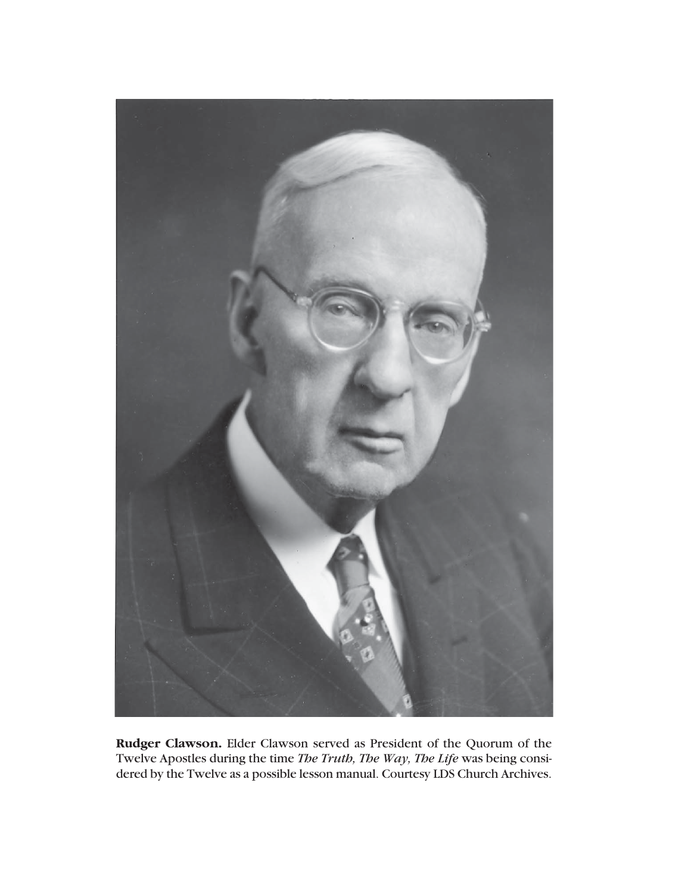**Rudger Clawson.** Elder Clawson served as President of the Quorum of the Twelve Apostles during the time *The Truth, The Way, The Life* was being considered by the Twelve as a possible lesson manual. Courtesy LDS Church Archives.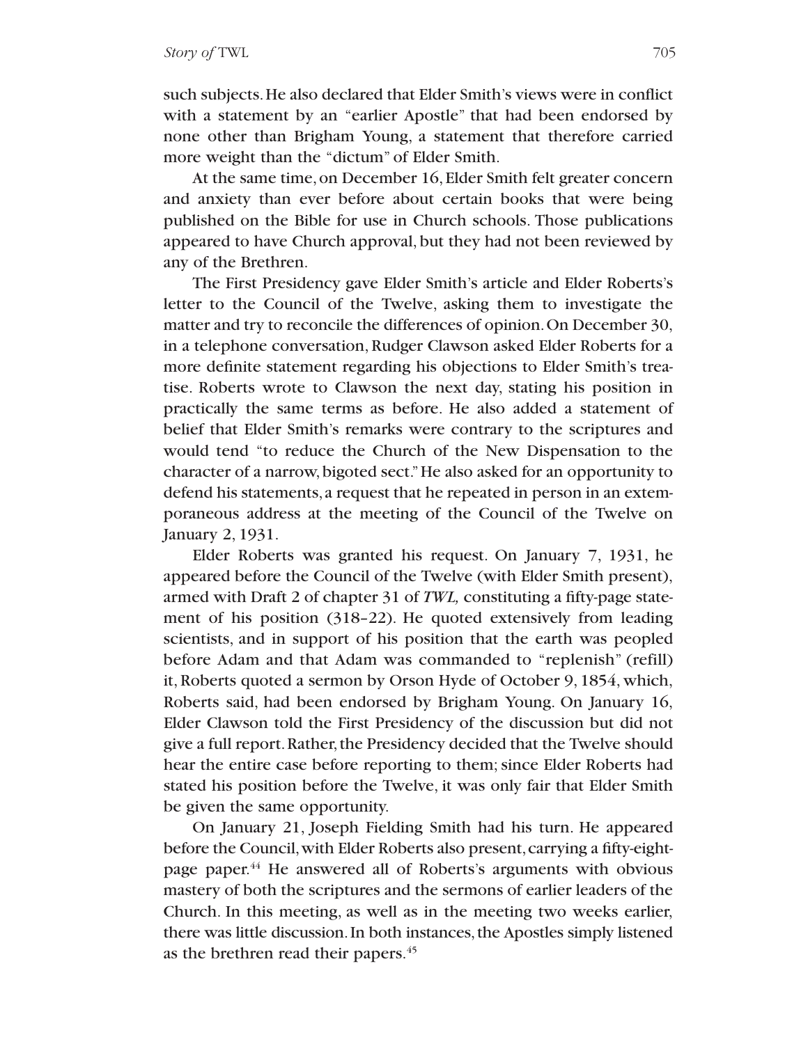such subjects. He also declared that Elder Smith's views were in conflict with a statement by an "earlier Apostle" that had been endorsed by none other than Brigham Young, a statement that therefore carried more weight than the "dictum" of Elder Smith.

At the same time, on December 16, Elder Smith felt greater concern and anxiety than ever before about certain books that were being published on the Bible for use in Church schools. Those publications appeared to have Church approval, but they had not been reviewed by any of the Brethren.

The First Presidency gave Elder Smith's article and Elder Roberts's letter to the Council of the Twelve, asking them to investigate the matter and try to reconcile the differences of opinion. On December 30, in a telephone conversation, Rudger Clawson asked Elder Roberts for a more definite statement regarding his objections to Elder Smith's treatise. Roberts wrote to Clawson the next day, stating his position in practically the same terms as before. He also added a statement of belief that Elder Smith's remarks were contrary to the scriptures and would tend "to reduce the Church of the New Dispensation to the character of a narrow, bigoted sect." He also asked for an opportunity to defend his statements, a request that he repeated in person in an extemporaneous address at the meeting of the Council of the Twelve on January 2, 1931.

Elder Roberts was granted his request. On January 7, 1931, he appeared before the Council of the Twelve (with Elder Smith present), armed with Draft 2 of chapter 31 of *TWL,* constituting a fifty-page statement of his position (318–22). He quoted extensively from leading scientists, and in support of his position that the earth was peopled before Adam and that Adam was commanded to "replenish" (refill) it, Roberts quoted a sermon by Orson Hyde of October 9, 1854, which, Roberts said, had been endorsed by Brigham Young. On January 16, Elder Clawson told the First Presidency of the discussion but did not give a full report. Rather, the Presidency decided that the Twelve should hear the entire case before reporting to them; since Elder Roberts had stated his position before the Twelve, it was only fair that Elder Smith be given the same opportunity.

On January 21, Joseph Fielding Smith had his turn. He appeared before the Council, with Elder Roberts also present, carrying a fifty-eight-page paper.[44] He answered all of Roberts's arguments with obvious mastery of both the scriptures and the sermons of earlier leaders of the Church. In this meeting, as well as in the meeting two weeks earlier, there was little discussion. In both instances, the Apostles simply listened as the brethren read their papers.[45]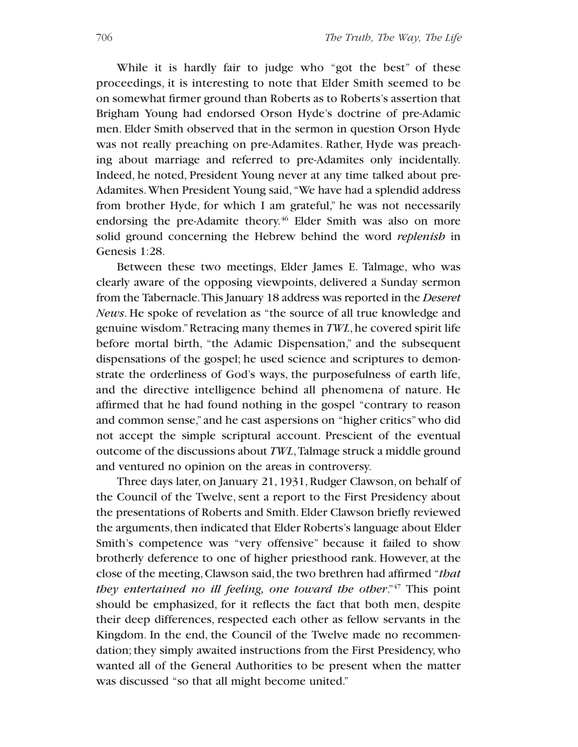While it is hardly fair to judge who "got the best" of these proceedings, it is interesting to note that Elder Smith seemed to be on somewhat firmer ground than Roberts as to Roberts's assertion that Brigham Young had endorsed Orson Hyde's doctrine of pre-Adamic men. Elder Smith observed that in the sermon in question Orson Hyde was not really preaching on pre-Adamites. Rather, Hyde was preaching about marriage and referred to pre-Adamites only incidentally. Indeed, he noted, President Young never at any time talked about pre-Adamites. When President Young said, "We have had a splendid address from brother Hyde, for which I am grateful," he was not necessarily endorsing the pre-Adamite theory.[46] Elder Smith was also on more solid ground concerning the Hebrew behind the word *replenish* in Genesis 1:28.

Between these two meetings, Elder James E. Talmage, who was clearly aware of the opposing viewpoints, delivered a Sunday sermon from the Tabernacle. This January 18 address was reported in the *Deseret News*. He spoke of revelation as "the source of all true knowledge and genuine wisdom." Retracing many themes in *TWL*, he covered spirit life before mortal birth, "the Adamic Dispensation," and the subsequent dispensations of the gospel; he used science and scriptures to demonstrate the orderliness of God's ways, the purposefulness of earth life, and the directive intelligence behind all phenomena of nature. He affirmed that he had found nothing in the gospel "contrary to reason and common sense," and he cast aspersions on "higher critics" who did not accept the simple scriptural account. Prescient of the eventual outcome of the discussions about *TWL*, Talmage struck a middle ground and ventured no opinion on the areas in controversy.

Three days later, on January 21, 1931, Rudger Clawson, on behalf of the Council of the Twelve, sent a report to the First Presidency about the presentations of Roberts and Smith. Elder Clawson briefly reviewed the arguments, then indicated that Elder Roberts's language about Elder Smith's competence was "very offensive" because it failed to show brotherly deference to one of higher priesthood rank. However, at the close of the meeting, Clawson said, the two brethren had affirmed "*that they entertained no ill feeling, one toward the other*."[47] This point should be emphasized, for it reflects the fact that both men, despite their deep differences, respected each other as fellow servants in the Kingdom. In the end, the Council of the Twelve made no recommendation; they simply awaited instructions from the First Presidency, who wanted all of the General Authorities to be present when the matter was discussed "so that all might become united."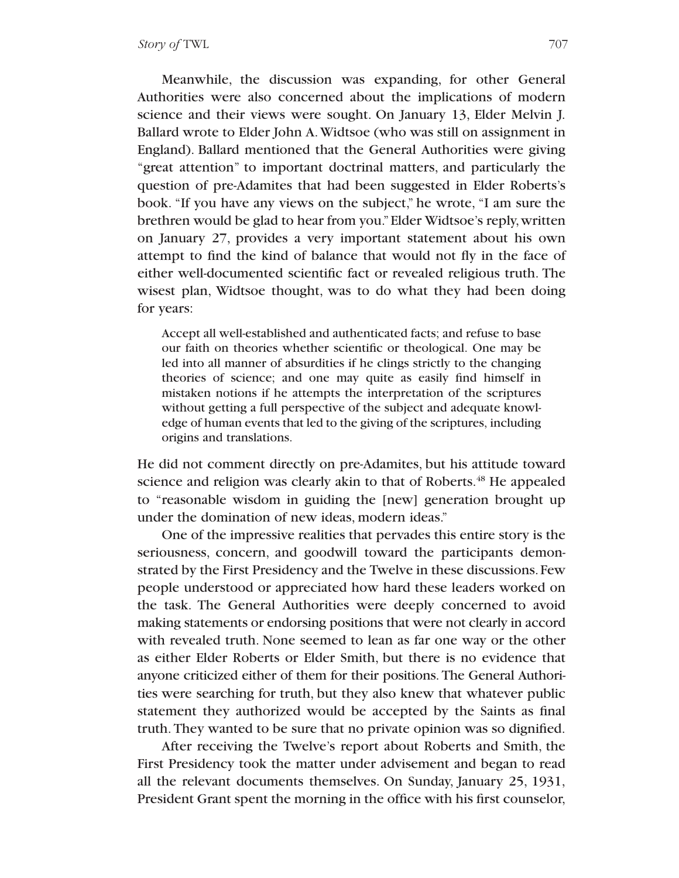Meanwhile, the discussion was expanding, for other General Authorities were also concerned about the implications of modern science and their views were sought. On January 13, Elder Melvin J. Ballard wrote to Elder John A. Widtsoe (who was still on assignment in England). Ballard mentioned that the General Authorities were giving "great attention" to important doctrinal matters, and particularly the question of pre-Adamites that had been suggested in Elder Roberts's book. "If you have any views on the subject," he wrote, "I am sure the brethren would be glad to hear from you." Elder Widtsoe's reply, written on January 27, provides a very important statement about his own attempt to find the kind of balance that would not fly in the face of either well-documented scientific fact or revealed religious truth. The wisest plan, Widtsoe thought, was to do what they had been doing for years:

> Accept all well-established and authenticated facts; and refuse to base our faith on theories whether scientific or theological. One may be led into all manner of absurdities if he clings strictly to the changing theories of science; and one may quite as easily find himself in mistaken notions if he attempts the interpretation of the scriptures without getting a full perspective of the subject and adequate knowledge of human events that led to the giving of the scriptures, including origins and translations.

He did not comment directly on pre-Adamites, but his attitude toward science and religion was clearly akin to that of Roberts.[48] He appealed to "reasonable wisdom in guiding the [new] generation brought up under the domination of new ideas, modern ideas."

One of the impressive realities that pervades this entire story is the seriousness, concern, and goodwill toward the participants demonstrated by the First Presidency and the Twelve in these discussions. Few people understood or appreciated how hard these leaders worked on the task. The General Authorities were deeply concerned to avoid making statements or endorsing positions that were not clearly in accord with revealed truth. None seemed to lean as far one way or the other as either Elder Roberts or Elder Smith, but there is no evidence that anyone criticized either of them for their positions. The General Authorities were searching for truth, but they also knew that whatever public statement they authorized would be accepted by the Saints as final truth. They wanted to be sure that no private opinion was so dignified.

After receiving the Twelve's report about Roberts and Smith, the First Presidency took the matter under advisement and began to read all the relevant documents themselves. On Sunday, January 25, 1931, President Grant spent the morning in the office with his first counselor,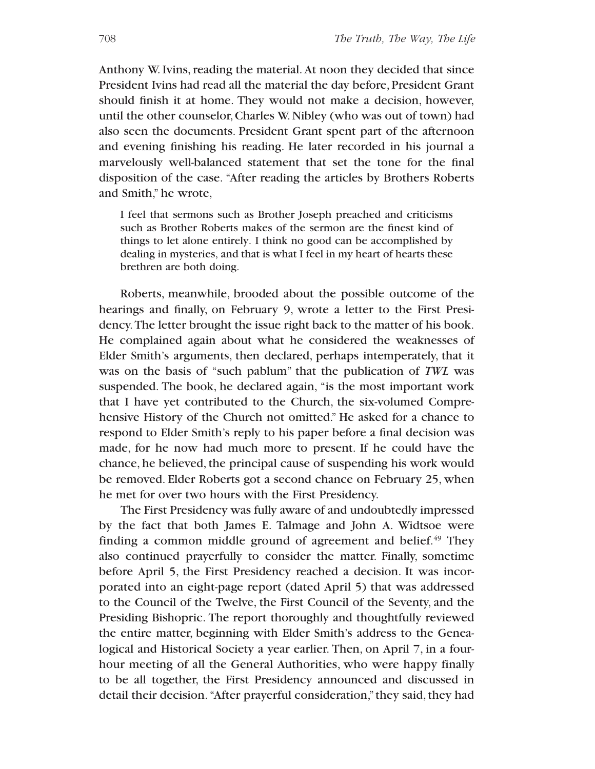Anthony W. Ivins, reading the material. At noon they decided that since President Ivins had read all the material the day before, President Grant should finish it at home. They would not make a decision, however, until the other counselor, Charles W. Nibley (who was out of town) had also seen the documents. President Grant spent part of the afternoon and evening finishing his reading. He later recorded in his journal a marvelously well-balanced statement that set the tone for the final disposition of the case. "After reading the articles by Brothers Roberts and Smith," he wrote,

> I feel that sermons such as Brother Joseph preached and criticisms such as Brother Roberts makes of the sermon are the finest kind of things to let alone entirely. I think no good can be accomplished by dealing in mysteries, and that is what I feel in my heart of hearts these brethren are both doing.

Roberts, meanwhile, brooded about the possible outcome of the hearings and finally, on February 9, wrote a letter to the First Presidency. The letter brought the issue right back to the matter of his book. He complained again about what he considered the weaknesses of Elder Smith's arguments, then declared, perhaps intemperately, that it was on the basis of "such pablum" that the publication of *TWL* was suspended. The book, he declared again, "is the most important work that I have yet contributed to the Church, the six-volumed Comprehensive History of the Church not omitted." He asked for a chance to respond to Elder Smith's reply to his paper before a final decision was made, for he now had much more to present. If he could have the chance, he believed, the principal cause of suspending his work would be removed. Elder Roberts got a second chance on February 25, when he met for over two hours with the First Presidency.

The First Presidency was fully aware of and undoubtedly impressed by the fact that both James E. Talmage and John A. Widtsoe were finding a common middle ground of agreement and belief.[49] They also continued prayerfully to consider the matter. Finally, sometime before April 5, the First Presidency reached a decision. It was incorporated into an eight-page report (dated April 5) that was addressed to the Council of the Twelve, the First Council of the Seventy, and the Presiding Bishopric. The report thoroughly and thoughtfully reviewed the entire matter, beginning with Elder Smith's address to the Genealogical and Historical Society a year earlier. Then, on April 7, in a four-hour meeting of all the General Authorities, who were happy finally to be all together, the First Presidency announced and discussed in detail their decision. "After prayerful consideration," they said, they had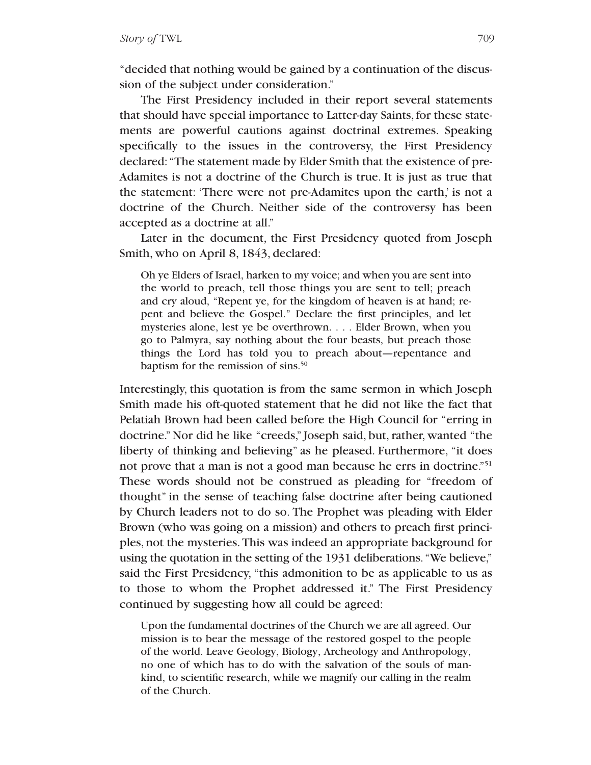"decided that nothing would be gained by a continuation of the discussion of the subject under consideration."

The First Presidency included in their report several statements that should have special importance to Latter-day Saints, for these statements are powerful cautions against doctrinal extremes. Speaking specifically to the issues in the controversy, the First Presidency declared: "The statement made by Elder Smith that the existence of pre-Adamites is not a doctrine of the Church is true. It is just as true that the statement: 'There were not pre-Adamites upon the earth,' is not a doctrine of the Church. Neither side of the controversy has been accepted as a doctrine at all."

Later in the document, the First Presidency quoted from Joseph Smith, who on April 8, 1843, declared:

> Oh ye Elders of Israel, harken to my voice; and when you are sent into the world to preach, tell those things you are sent to tell; preach and cry aloud, "Repent ye, for the kingdom of heaven is at hand; repent and believe the Gospel." Declare the first principles, and let mysteries alone, lest ye be overthrown. . . . Elder Brown, when you go to Palmyra, say nothing about the four beasts, but preach those things the Lord has told you to preach about—repentance and baptism for the remission of sins.[50]

Interestingly, this quotation is from the same sermon in which Joseph Smith made his oft-quoted statement that he did not like the fact that Pelatiah Brown had been called before the High Council for "erring in doctrine." Nor did he like "creeds," Joseph said, but, rather, wanted "the liberty of thinking and believing" as he pleased. Furthermore, "it does not prove that a man is not a good man because he errs in doctrine."[51] These words should not be construed as pleading for "freedom of thought" in the sense of teaching false doctrine after being cautioned by Church leaders not to do so. The Prophet was pleading with Elder Brown (who was going on a mission) and others to preach first principles, not the mysteries. This was indeed an appropriate background for using the quotation in the setting of the 1931 deliberations. "We believe," said the First Presidency, "this admonition to be as applicable to us as to those to whom the Prophet addressed it." The First Presidency continued by suggesting how all could be agreed:

> Upon the fundamental doctrines of the Church we are all agreed. Our mission is to bear the message of the restored gospel to the people of the world. Leave Geology, Biology, Archeology and Anthropology, no one of which has to do with the salvation of the souls of mankind, to scientific research, while we magnify our calling in the realm of the Church.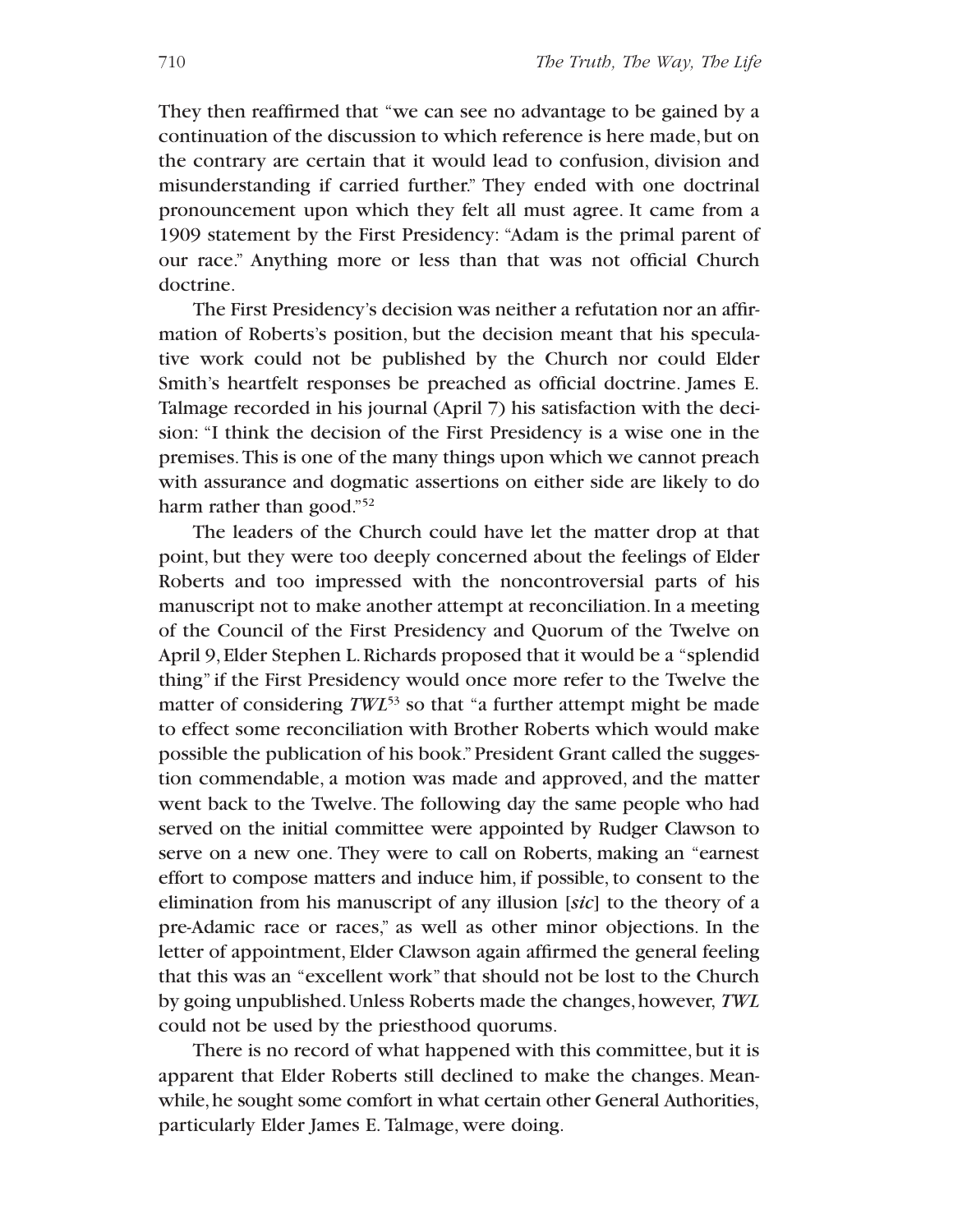They then reaffirmed that "we can see no advantage to be gained by a continuation of the discussion to which reference is here made, but on the contrary are certain that it would lead to confusion, division and misunderstanding if carried further." They ended with one doctrinal pronouncement upon which they felt all must agree. It came from a 1909 statement by the First Presidency: "Adam is the primal parent of our race." Anything more or less than that was not official Church doctrine.

The First Presidency's decision was neither a refutation nor an affirmation of Roberts's position, but the decision meant that his speculative work could not be published by the Church nor could Elder Smith's heartfelt responses be preached as official doctrine. James E. Talmage recorded in his journal (April 7) his satisfaction with the decision: "I think the decision of the First Presidency is a wise one in the premises. This is one of the many things upon which we cannot preach with assurance and dogmatic assertions on either side are likely to do harm rather than good."[52]

The leaders of the Church could have let the matter drop at that point, but they were too deeply concerned about the feelings of Elder Roberts and too impressed with the noncontroversial parts of his manuscript not to make another attempt at reconciliation. In a meeting of the Council of the First Presidency and Quorum of the Twelve on April 9, Elder Stephen L. Richards proposed that it would be a "splendid thing" if the First Presidency would once more refer to the Twelve the matter of considering *TWL*[53] so that "a further attempt might be made to effect some reconciliation with Brother Roberts which would make possible the publication of his book." President Grant called the suggestion commendable, a motion was made and approved, and the matter went back to the Twelve. The following day the same people who had served on the initial committee were appointed by Rudger Clawson to serve on a new one. They were to call on Roberts, making an "earnest effort to compose matters and induce him, if possible, to consent to the elimination from his manuscript of any illusion [*sic*] to the theory of a pre-Adamic race or races," as well as other minor objections. In the letter of appointment, Elder Clawson again affirmed the general feeling that this was an "excellent work" that should not be lost to the Church by going unpublished. Unless Roberts made the changes, however, *TWL* could not be used by the priesthood quorums.

There is no record of what happened with this committee, but it is apparent that Elder Roberts still declined to make the changes. Meanwhile, he sought some comfort in what certain other General Authorities, particularly Elder James E. Talmage, were doing.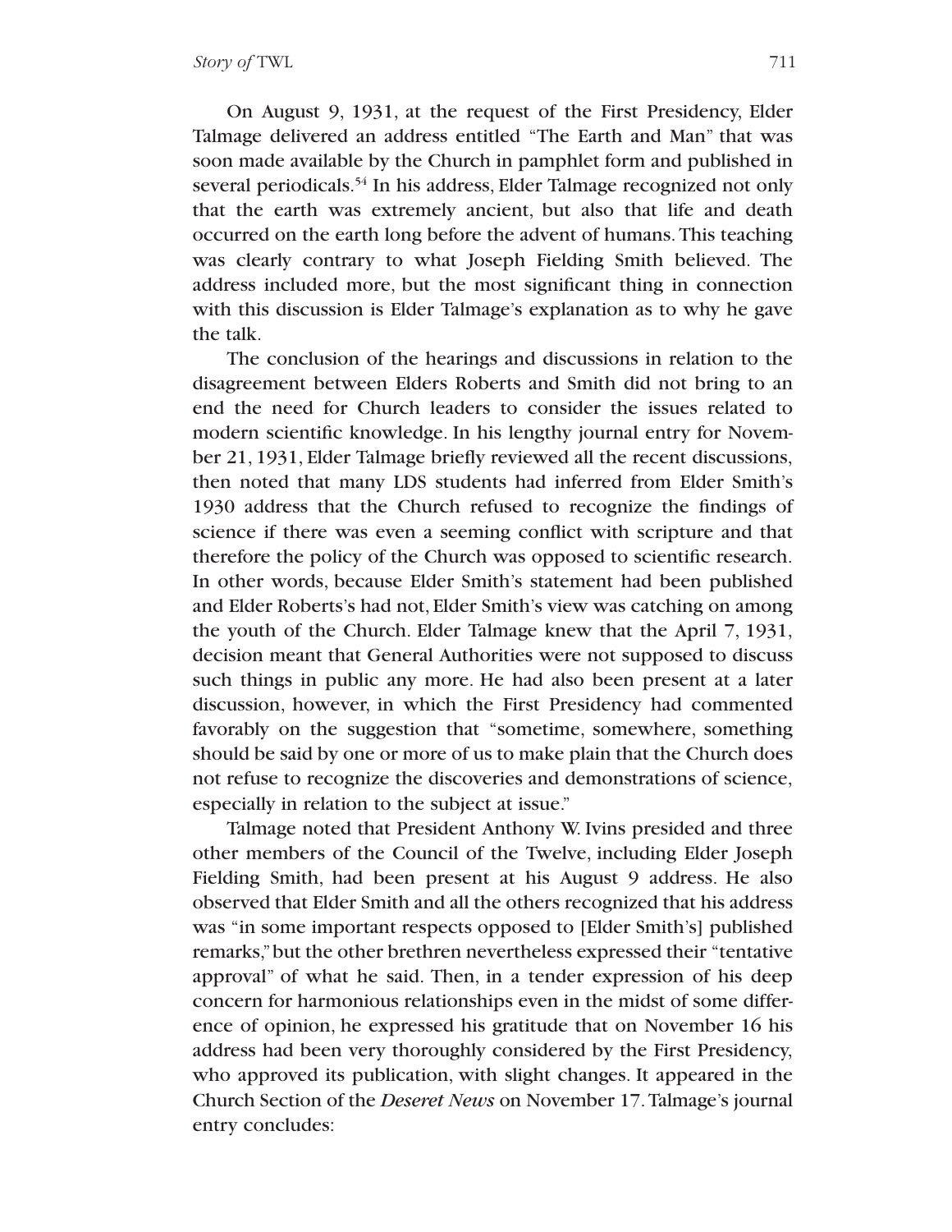On August 9, 1931, at the request of the First Presidency, Elder Talmage delivered an address entitled "The Earth and Man" that was soon made available by the Church in pamphlet form and published in several periodicals.[54] In his address, Elder Talmage recognized not only that the earth was extremely ancient, but also that life and death occurred on the earth long before the advent of humans. This teaching was clearly contrary to what Joseph Fielding Smith believed. The address included more, but the most significant thing in connection with this discussion is Elder Talmage's explanation as to why he gave the talk.

The conclusion of the hearings and discussions in relation to the disagreement between Elders Roberts and Smith did not bring to an end the need for Church leaders to consider the issues related to modern scientific knowledge. In his lengthy journal entry for November 21, 1931, Elder Talmage briefly reviewed all the recent discussions, then noted that many LDS students had inferred from Elder Smith's 1930 address that the Church refused to recognize the findings of science if there was even a seeming conflict with scripture and that therefore the policy of the Church was opposed to scientific research. In other words, because Elder Smith's statement had been published and Elder Roberts's had not, Elder Smith's view was catching on among the youth of the Church. Elder Talmage knew that the April 7, 1931, decision meant that General Authorities were not supposed to discuss such things in public any more. He had also been present at a later discussion, however, in which the First Presidency had commented favorably on the suggestion that "sometime, somewhere, something should be said by one or more of us to make plain that the Church does not refuse to recognize the discoveries and demonstrations of science, especially in relation to the subject at issue."

Talmage noted that President Anthony W. Ivins presided and three other members of the Council of the Twelve, including Elder Joseph Fielding Smith, had been present at his August 9 address. He also observed that Elder Smith and all the others recognized that his address was "in some important respects opposed to [Elder Smith's] published remarks," but the other brethren nevertheless expressed their "tentative approval" of what he said. Then, in a tender expression of his deep concern for harmonious relationships even in the midst of some difference of opinion, he expressed his gratitude that on November 16 his address had been very thoroughly considered by the First Presidency, who approved its publication, with slight changes. It appeared in the Church Section of the *Deseret News* on November 17. Talmage's journal entry concludes: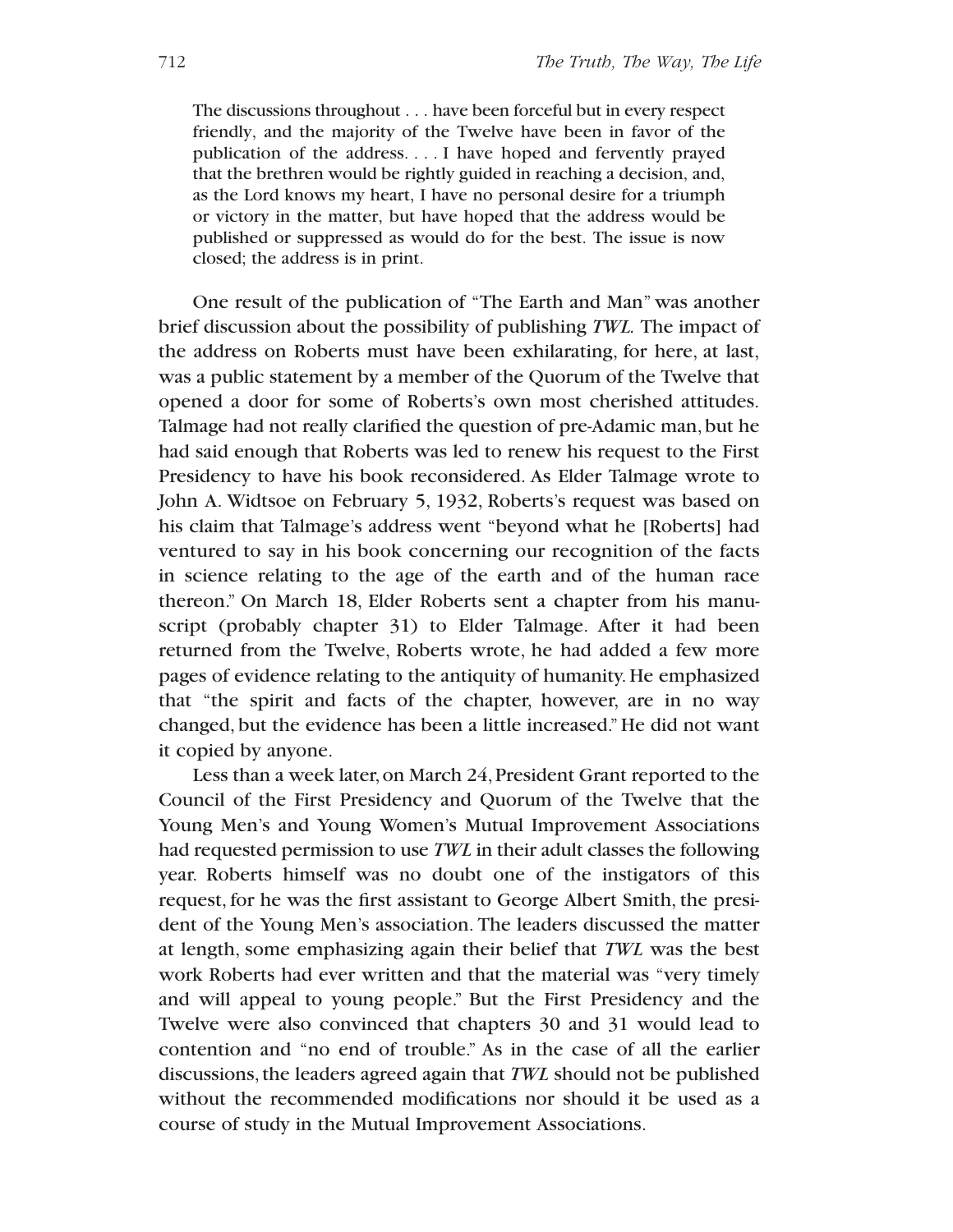> The discussions throughout . . . have been forceful but in every respect friendly, and the majority of the Twelve have been in favor of the publication of the address. . . . I have hoped and fervently prayed that the brethren would be rightly guided in reaching a decision, and, as the Lord knows my heart, I have no personal desire for a triumph or victory in the matter, but have hoped that the address would be published or suppressed as would do for the best. The issue is now closed; the address is in print.

One result of the publication of "The Earth and Man" was another brief discussion about the possibility of publishing *TWL*. The impact of the address on Roberts must have been exhilarating, for here, at last, was a public statement by a member of the Quorum of the Twelve that opened a door for some of Roberts's own most cherished attitudes. Talmage had not really clarified the question of pre-Adamic man, but he had said enough that Roberts was led to renew his request to the First Presidency to have his book reconsidered. As Elder Talmage wrote to John A. Widtsoe on February 5, 1932, Roberts's request was based on his claim that Talmage's address went "beyond what he [Roberts] had ventured to say in his book concerning our recognition of the facts in science relating to the age of the earth and of the human race thereon." On March 18, Elder Roberts sent a chapter from his manuscript (probably chapter 31) to Elder Talmage. After it had been returned from the Twelve, Roberts wrote, he had added a few more pages of evidence relating to the antiquity of humanity. He emphasized that "the spirit and facts of the chapter, however, are in no way changed, but the evidence has been a little increased." He did not want it copied by anyone.

Less than a week later, on March 24, President Grant reported to the Council of the First Presidency and Quorum of the Twelve that the Young Men's and Young Women's Mutual Improvement Associations had requested permission to use *TWL* in their adult classes the following year. Roberts himself was no doubt one of the instigators of this request, for he was the first assistant to George Albert Smith, the president of the Young Men's association. The leaders discussed the matter at length, some emphasizing again their belief that *TWL* was the best work Roberts had ever written and that the material was "very timely and will appeal to young people." But the First Presidency and the Twelve were also convinced that chapters 30 and 31 would lead to contention and "no end of trouble." As in the case of all the earlier discussions, the leaders agreed again that *TWL* should not be published without the recommended modifications nor should it be used as a course of study in the Mutual Improvement Associations.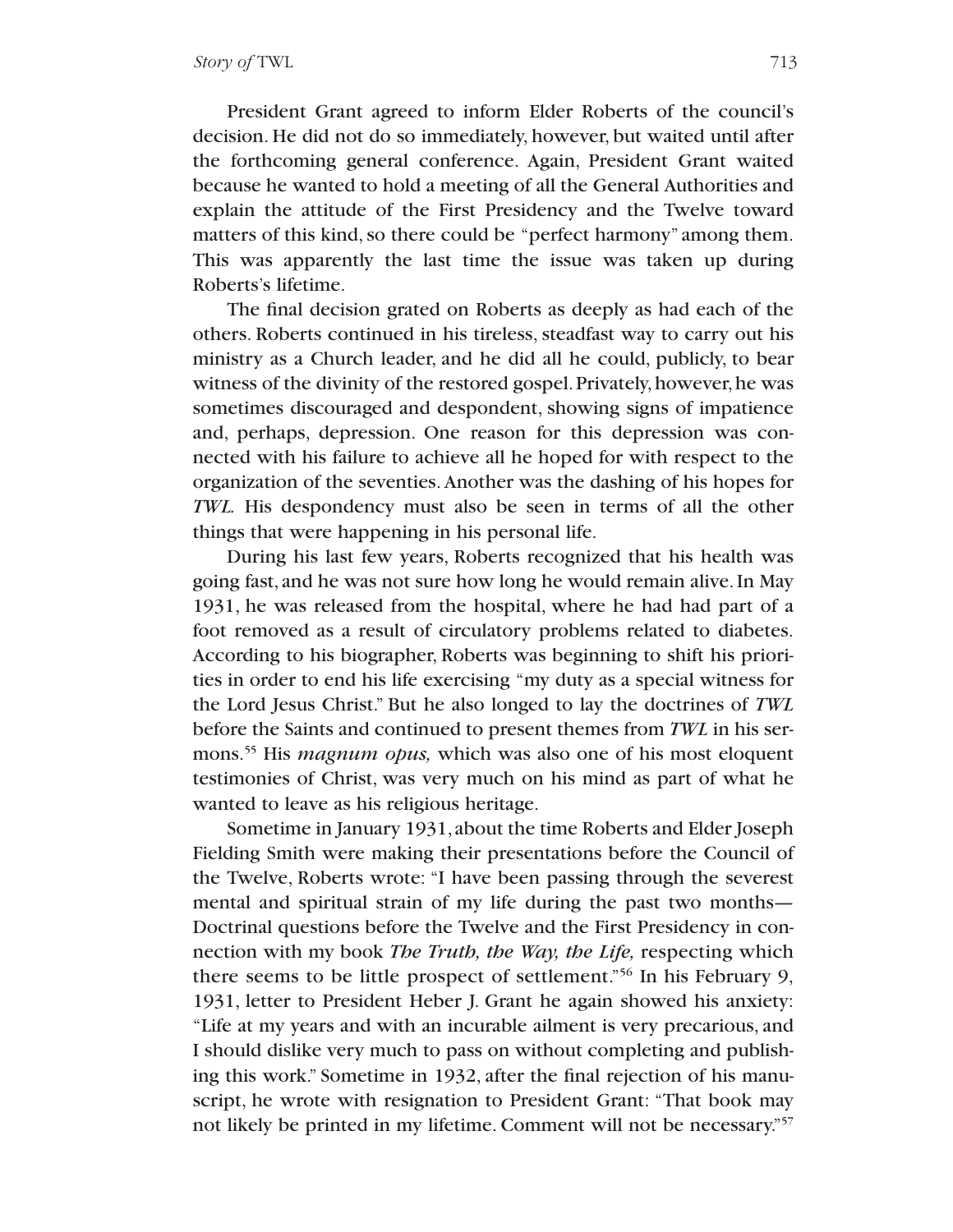President Grant agreed to inform Elder Roberts of the council's decision. He did not do so immediately, however, but waited until after the forthcoming general conference. Again, President Grant waited because he wanted to hold a meeting of all the General Authorities and explain the attitude of the First Presidency and the Twelve toward matters of this kind, so there could be "perfect harmony" among them. This was apparently the last time the issue was taken up during Roberts's lifetime.

The final decision grated on Roberts as deeply as had each of the others. Roberts continued in his tireless, steadfast way to carry out his ministry as a Church leader, and he did all he could, publicly, to bear witness of the divinity of the restored gospel. Privately, however, he was sometimes discouraged and despondent, showing signs of impatience and, perhaps, depression. One reason for this depression was connected with his failure to achieve all he hoped for with respect to the organization of the seventies. Another was the dashing of his hopes for *TWL.* His despondency must also be seen in terms of all the other things that were happening in his personal life.

During his last few years, Roberts recognized that his health was going fast, and he was not sure how long he would remain alive. In May 1931, he was released from the hospital, where he had had part of a foot removed as a result of circulatory problems related to diabetes. According to his biographer, Roberts was beginning to shift his priorities in order to end his life exercising "my duty as a special witness for the Lord Jesus Christ." But he also longed to lay the doctrines of *TWL* before the Saints and continued to present themes from *TWL* in his sermons.[55] His *magnum opus,* which was also one of his most eloquent testimonies of Christ, was very much on his mind as part of what he wanted to leave as his religious heritage.

Sometime in January 1931, about the time Roberts and Elder Joseph Fielding Smith were making their presentations before the Council of the Twelve, Roberts wrote: "I have been passing through the severest mental and spiritual strain of my life during the past two months—Doctrinal questions before the Twelve and the First Presidency in connection with my book *The Truth, the Way, the Life,* respecting which there seems to be little prospect of settlement."[56] In his February 9, 1931, letter to President Heber J. Grant he again showed his anxiety: "Life at my years and with an incurable ailment is very precarious, and I should dislike very much to pass on without completing and publishing this work." Sometime in 1932, after the final rejection of his manuscript, he wrote with resignation to President Grant: "That book may not likely be printed in my lifetime. Comment will not be necessary."[57]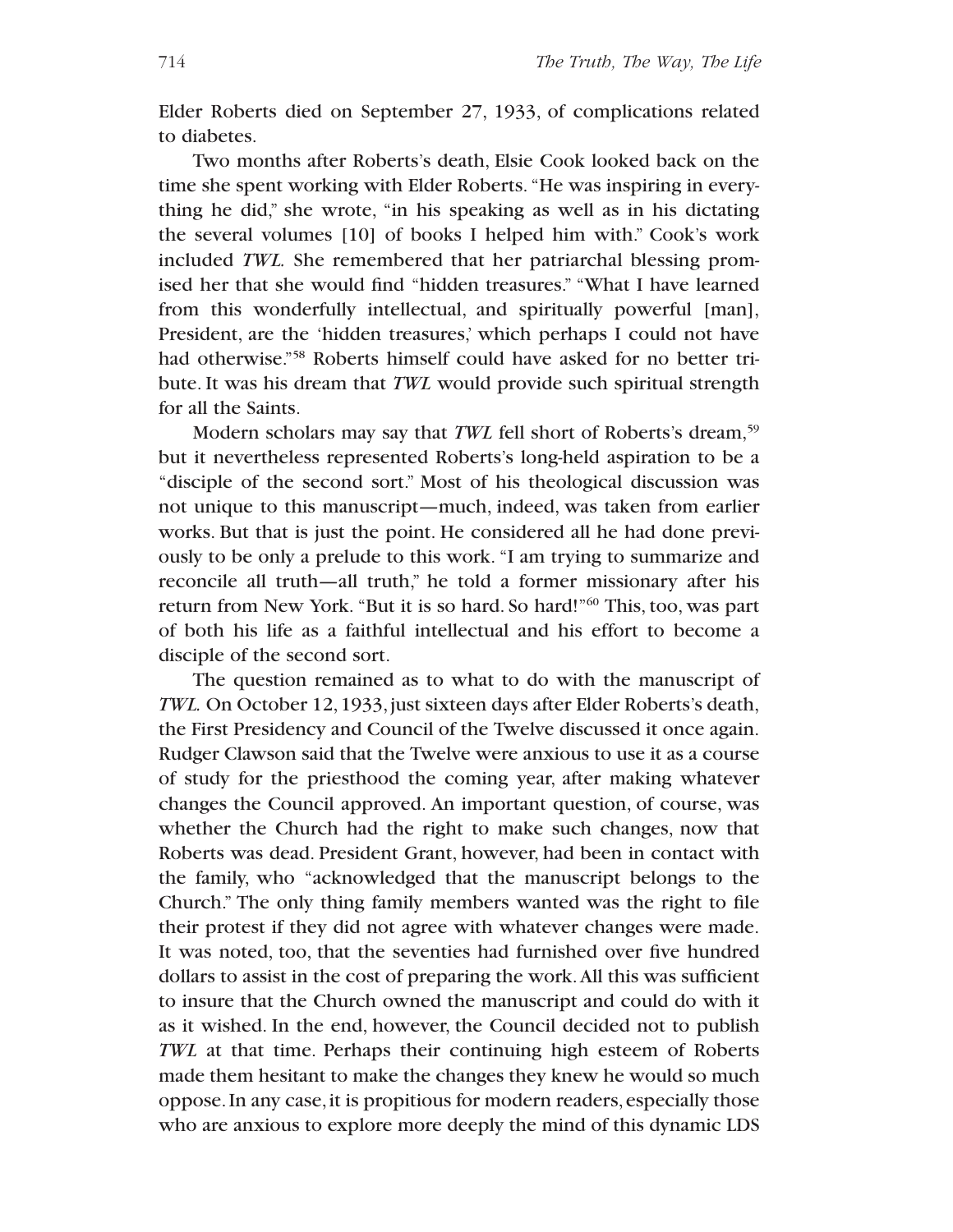Elder Roberts died on September 27, 1933, of complications related to diabetes.

Two months after Roberts's death, Elsie Cook looked back on the time she spent working with Elder Roberts. "He was inspiring in everything he did," she wrote, "in his speaking as well as in his dictating the several volumes [10] of books I helped him with." Cook's work included *TWL.* She remembered that her patriarchal blessing promised her that she would find "hidden treasures." "What I have learned from this wonderfully intellectual, and spiritually powerful [man], President, are the 'hidden treasures,' which perhaps I could not have had otherwise."[58] Roberts himself could have asked for no better tribute. It was his dream that *TWL* would provide such spiritual strength for all the Saints.

Modern scholars may say that *TWL* fell short of Roberts's dream,[59] but it nevertheless represented Roberts's long-held aspiration to be a "disciple of the second sort." Most of his theological discussion was not unique to this manuscript—much, indeed, was taken from earlier works. But that is just the point. He considered all he had done previously to be only a prelude to this work. "I am trying to summarize and reconcile all truth—all truth," he told a former missionary after his return from New York. "But it is so hard. So hard!"[60] This, too, was part of both his life as a faithful intellectual and his effort to become a disciple of the second sort.

The question remained as to what to do with the manuscript of *TWL.* On October 12, 1933, just sixteen days after Elder Roberts's death, the First Presidency and Council of the Twelve discussed it once again. Rudger Clawson said that the Twelve were anxious to use it as a course of study for the priesthood the coming year, after making whatever changes the Council approved. An important question, of course, was whether the Church had the right to make such changes, now that Roberts was dead. President Grant, however, had been in contact with the family, who "acknowledged that the manuscript belongs to the Church." The only thing family members wanted was the right to file their protest if they did not agree with whatever changes were made. It was noted, too, that the seventies had furnished over five hundred dollars to assist in the cost of preparing the work. All this was sufficient to insure that the Church owned the manuscript and could do with it as it wished. In the end, however, the Council decided not to publish *TWL* at that time. Perhaps their continuing high esteem of Roberts made them hesitant to make the changes they knew he would so much oppose. In any case, it is propitious for modern readers, especially those who are anxious to explore more deeply the mind of this dynamic LDS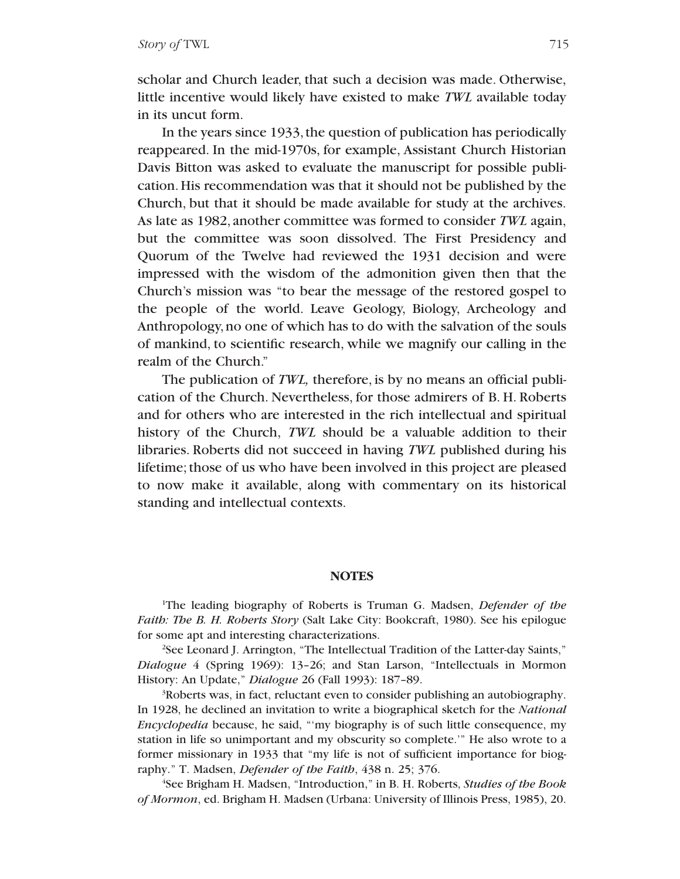scholar and Church leader, that such a decision was made. Otherwise, little incentive would likely have existed to make *TWL* available today in its uncut form.

In the years since 1933, the question of publication has periodically reappeared. In the mid-1970s, for example, Assistant Church Historian Davis Bitton was asked to evaluate the manuscript for possible publication. His recommendation was that it should not be published by the Church, but that it should be made available for study at the archives. As late as 1982, another committee was formed to consider *TWL* again, but the committee was soon dissolved. The First Presidency and Quorum of the Twelve had reviewed the 1931 decision and were impressed with the wisdom of the admonition given then that the Church's mission was "to bear the message of the restored gospel to the people of the world. Leave Geology, Biology, Archeology and Anthropology, no one of which has to do with the salvation of the souls of mankind, to scientific research, while we magnify our calling in the realm of the Church."

The publication of *TWL,* therefore, is by no means an official publication of the Church. Nevertheless, for those admirers of B. H. Roberts and for others who are interested in the rich intellectual and spiritual history of the Church, *TWL* should be a valuable addition to their libraries. Roberts did not succeed in having *TWL* published during his lifetime; those of us who have been involved in this project are pleased to now make it available, along with commentary on its historical standing and intellectual contexts.

## NOTES

[1]The leading biography of Roberts is Truman G. Madsen, *Defender of the Faith: The B. H. Roberts Story* (Salt Lake City: Bookcraft, 1980). See his epilogue for some apt and interesting characterizations.

[2]See Leonard J. Arrington, "The Intellectual Tradition of the Latter-day Saints," *Dialogue* 4 (Spring 1969): 13–26; and Stan Larson, "Intellectuals in Mormon History: An Update," *Dialogue* 26 (Fall 1993): 187–89.

[3]Roberts was, in fact, reluctant even to consider publishing an autobiography. In 1928, he declined an invitation to write a biographical sketch for the *National Encyclopedia* because, he said, "'my biography is of such little consequence, my station in life so unimportant and my obscurity so complete.'" He also wrote to a former missionary in 1933 that "my life is not of sufficient importance for biography." T. Madsen, *Defender of the Faith*, 438 n. 25; 376.

[4]See Brigham H. Madsen, "Introduction," in B. H. Roberts, *Studies of the Book of Mormon*, ed. Brigham H. Madsen (Urbana: University of Illinois Press, 1985), 20.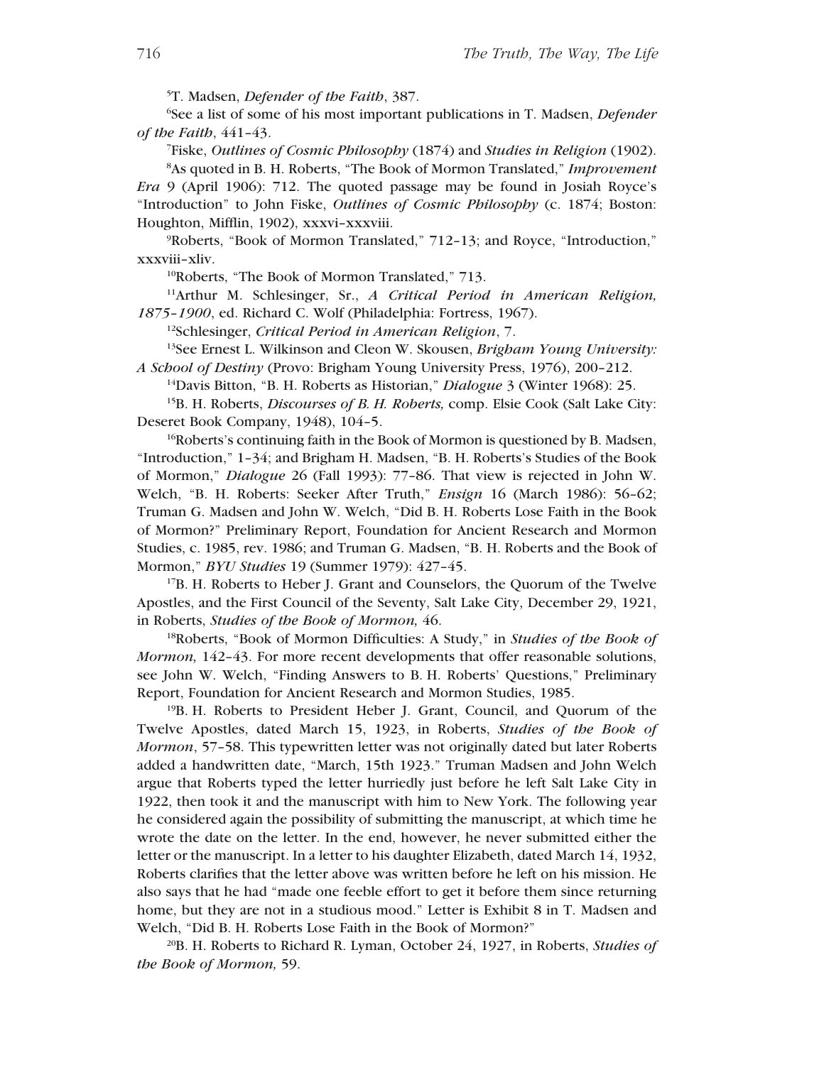[5]T. Madsen, *Defender of the Faith*, 387.

[6]See a list of some of his most important publications in T. Madsen, *Defender of the Faith*, 441–43.

[7]Fiske, *Outlines of Cosmic Philosophy* (1874) and *Studies in Religion* (1902).

[8]As quoted in B. H. Roberts, "The Book of Mormon Translated," *Improvement Era* 9 (April 1906): 712. The quoted passage may be found in Josiah Royce's "Introduction" to John Fiske, *Outlines of Cosmic Philosophy* (c. 1874; Boston: Houghton, Mifflin, 1902), xxxvi–xxxviii.

[9]Roberts, "Book of Mormon Translated," 712–13; and Royce, "Introduction," xxxviii–xliv.

[10]Roberts, "The Book of Mormon Translated," 713.

[11]Arthur M. Schlesinger, Sr., *A Critical Period in American Religion, 1875–1900*, ed. Richard C. Wolf (Philadelphia: Fortress, 1967).

[12]Schlesinger, *Critical Period in American Religion*, 7.

[13]See Ernest L. Wilkinson and Cleon W. Skousen, *Brigham Young University: A School of Destiny* (Provo: Brigham Young University Press, 1976), 200–212.

[14]Davis Bitton, "B. H. Roberts as Historian," *Dialogue* 3 (Winter 1968): 25.

[15]B. H. Roberts, *Discourses of B. H. Roberts,* comp. Elsie Cook (Salt Lake City: Deseret Book Company, 1948), 104–5.

[16]Roberts's continuing faith in the Book of Mormon is questioned by B. Madsen, "Introduction," 1–34; and Brigham H. Madsen, "B. H. Roberts's Studies of the Book of Mormon," *Dialogue* 26 (Fall 1993): 77–86. That view is rejected in John W. Welch, "B. H. Roberts: Seeker After Truth," *Ensign* 16 (March 1986): 56–62; Truman G. Madsen and John W. Welch, "Did B. H. Roberts Lose Faith in the Book of Mormon?" Preliminary Report, Foundation for Ancient Research and Mormon Studies, c. 1985, rev. 1986; and Truman G. Madsen, "B. H. Roberts and the Book of Mormon," *BYU Studies* 19 (Summer 1979): 427–45.

[17]B. H. Roberts to Heber J. Grant and Counselors, the Quorum of the Twelve Apostles, and the First Council of the Seventy, Salt Lake City, December 29, 1921, in Roberts, *Studies of the Book of Mormon,* 46.

[18]Roberts, "Book of Mormon Difficulties: A Study," in *Studies of the Book of Mormon,* 142–43. For more recent developments that offer reasonable solutions, see John W. Welch, "Finding Answers to B. H. Roberts' Questions," Preliminary Report, Foundation for Ancient Research and Mormon Studies, 1985.

[19]B. H. Roberts to President Heber J. Grant, Council, and Quorum of the Twelve Apostles, dated March 15, 1923, in Roberts, *Studies of the Book of Mormon*, 57–58. This typewritten letter was not originally dated but later Roberts added a handwritten date, "March, 15th 1923." Truman Madsen and John Welch argue that Roberts typed the letter hurriedly just before he left Salt Lake City in 1922, then took it and the manuscript with him to New York. The following year he considered again the possibility of submitting the manuscript, at which time he wrote the date on the letter. In the end, however, he never submitted either the letter or the manuscript. In a letter to his daughter Elizabeth, dated March 14, 1932, Roberts clarifies that the letter above was written before he left on his mission. He also says that he had "made one feeble effort to get it before them since returning home, but they are not in a studious mood." Letter is Exhibit 8 in T. Madsen and Welch, "Did B. H. Roberts Lose Faith in the Book of Mormon?"

[20]B. H. Roberts to Richard R. Lyman, October 24, 1927, in Roberts, *Studies of the Book of Mormon,* 59.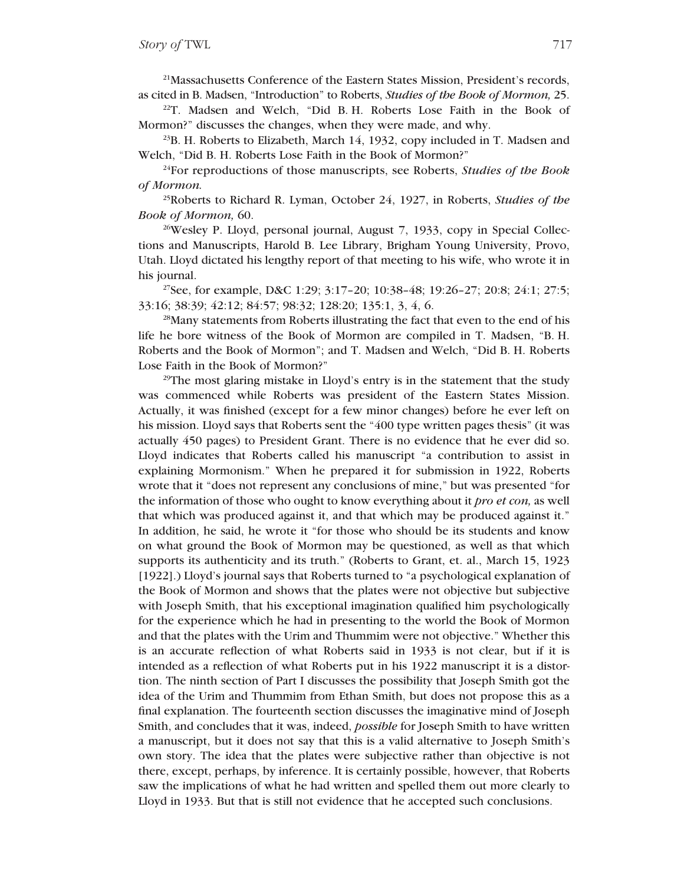[21]Massachusetts Conference of the Eastern States Mission, President's records, as cited in B. Madsen, "Introduction" to Roberts, *Studies of the Book of Mormon,* 25.

[22]T. Madsen and Welch, "Did B. H. Roberts Lose Faith in the Book of Mormon?" discusses the changes, when they were made, and why.

[23]B. H. Roberts to Elizabeth, March 14, 1932, copy included in T. Madsen and Welch, "Did B. H. Roberts Lose Faith in the Book of Mormon?"

[24]For reproductions of those manuscripts, see Roberts, *Studies of the Book of Mormon.*

[25]Roberts to Richard R. Lyman, October 24, 1927, in Roberts, *Studies of the Book of Mormon,* 60.

[26]Wesley P. Lloyd, personal journal, August 7, 1933, copy in Special Collections and Manuscripts, Harold B. Lee Library, Brigham Young University, Provo, Utah. Lloyd dictated his lengthy report of that meeting to his wife, who wrote it in his journal.

[27]See, for example, D&C 1:29; 3:17–20; 10:38–48; 19:26–27; 20:8; 24:1; 27:5; 33:16; 38:39; 42:12; 84:57; 98:32; 128:20; 135:1, 3, 4, 6.

[28]Many statements from Roberts illustrating the fact that even to the end of his life he bore witness of the Book of Mormon are compiled in T. Madsen, "B. H. Roberts and the Book of Mormon"; and T. Madsen and Welch, "Did B. H. Roberts Lose Faith in the Book of Mormon?"

[29]The most glaring mistake in Lloyd's entry is in the statement that the study was commenced while Roberts was president of the Eastern States Mission. Actually, it was finished (except for a few minor changes) before he ever left on his mission. Lloyd says that Roberts sent the "400 type written pages thesis" (it was actually 450 pages) to President Grant. There is no evidence that he ever did so. Lloyd indicates that Roberts called his manuscript "a contribution to assist in explaining Mormonism." When he prepared it for submission in 1922, Roberts wrote that it "does not represent any conclusions of mine," but was presented "for the information of those who ought to know everything about it *pro et con,* as well that which was produced against it, and that which may be produced against it." In addition, he said, he wrote it "for those who should be its students and know on what ground the Book of Mormon may be questioned, as well as that which supports its authenticity and its truth." (Roberts to Grant, et. al., March 15, 1923 [1922].) Lloyd's journal says that Roberts turned to "a psychological explanation of the Book of Mormon and shows that the plates were not objective but subjective with Joseph Smith, that his exceptional imagination qualified him psychologically for the experience which he had in presenting to the world the Book of Mormon and that the plates with the Urim and Thummim were not objective." Whether this is an accurate reflection of what Roberts said in 1933 is not clear, but if it is intended as a reflection of what Roberts put in his 1922 manuscript it is a distortion. The ninth section of Part I discusses the possibility that Joseph Smith got the idea of the Urim and Thummim from Ethan Smith, but does not propose this as a final explanation. The fourteenth section discusses the imaginative mind of Joseph Smith, and concludes that it was, indeed, *possible* for Joseph Smith to have written a manuscript, but it does not say that this is a valid alternative to Joseph Smith's own story. The idea that the plates were subjective rather than objective is not there, except, perhaps, by inference. It is certainly possible, however, that Roberts saw the implications of what he had written and spelled them out more clearly to Lloyd in 1933. But that is still not evidence that he accepted such conclusions.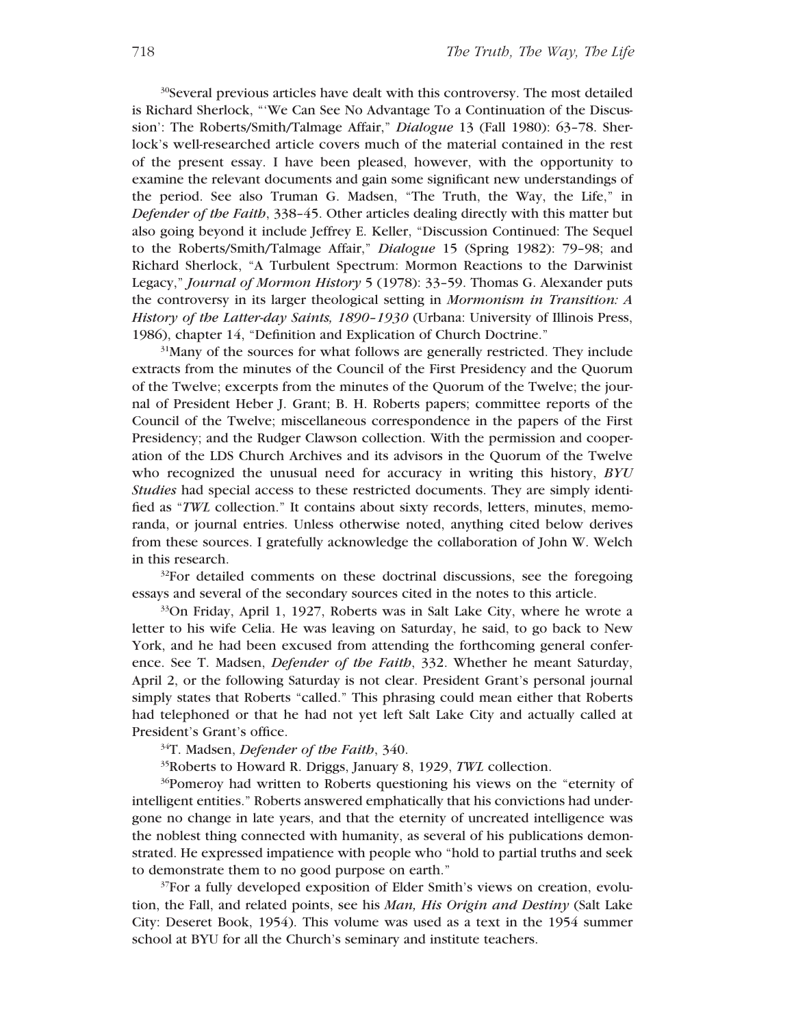[30]Several previous articles have dealt with this controversy. The most detailed is Richard Sherlock, "'We Can See No Advantage To a Continuation of the Discussion': The Roberts/Smith/Talmage Affair," *Dialogue* 13 (Fall 1980): 63–78. Sherlock's well-researched article covers much of the material contained in the rest of the present essay. I have been pleased, however, with the opportunity to examine the relevant documents and gain some significant new understandings of the period. See also Truman G. Madsen, "The Truth, the Way, the Life," in *Defender of the Faith*, 338–45. Other articles dealing directly with this matter but also going beyond it include Jeffrey E. Keller, "Discussion Continued: The Sequel to the Roberts/Smith/Talmage Affair," *Dialogue* 15 (Spring 1982): 79–98; and Richard Sherlock, "A Turbulent Spectrum: Mormon Reactions to the Darwinist Legacy," *Journal of Mormon History* 5 (1978): 33–59. Thomas G. Alexander puts the controversy in its larger theological setting in *Mormonism in Transition: A History of the Latter-day Saints, 1890–1930* (Urbana: University of Illinois Press, 1986), chapter 14, "Definition and Explication of Church Doctrine."

[31]Many of the sources for what follows are generally restricted. They include extracts from the minutes of the Council of the First Presidency and the Quorum of the Twelve; excerpts from the minutes of the Quorum of the Twelve; the journal of President Heber J. Grant; B. H. Roberts papers; committee reports of the Council of the Twelve; miscellaneous correspondence in the papers of the First Presidency; and the Rudger Clawson collection. With the permission and cooperation of the LDS Church Archives and its advisors in the Quorum of the Twelve who recognized the unusual need for accuracy in writing this history, *BYU Studies* had special access to these restricted documents. They are simply identified as "*TWL* collection." It contains about sixty records, letters, minutes, memoranda, or journal entries. Unless otherwise noted, anything cited below derives from these sources. I gratefully acknowledge the collaboration of John W. Welch in this research.

[32]For detailed comments on these doctrinal discussions, see the foregoing essays and several of the secondary sources cited in the notes to this article.

[33]On Friday, April 1, 1927, Roberts was in Salt Lake City, where he wrote a letter to his wife Celia. He was leaving on Saturday, he said, to go back to New York, and he had been excused from attending the forthcoming general conference. See T. Madsen, *Defender of the Faith*, 332. Whether he meant Saturday, April 2, or the following Saturday is not clear. President Grant's personal journal simply states that Roberts "called." This phrasing could mean either that Roberts had telephoned or that he had not yet left Salt Lake City and actually called at President's Grant's office.

[34]T. Madsen, *Defender of the Faith*, 340.

[35]Roberts to Howard R. Driggs, January 8, 1929, *TWL* collection.

[36]Pomeroy had written to Roberts questioning his views on the "eternity of intelligent entities." Roberts answered emphatically that his convictions had undergone no change in late years, and that the eternity of uncreated intelligence was the noblest thing connected with humanity, as several of his publications demonstrated. He expressed impatience with people who "hold to partial truths and seek to demonstrate them to no good purpose on earth."

[37]For a fully developed exposition of Elder Smith's views on creation, evolution, the Fall, and related points, see his *Man, His Origin and Destiny* (Salt Lake City: Deseret Book, 1954). This volume was used as a text in the 1954 summer school at BYU for all the Church's seminary and institute teachers.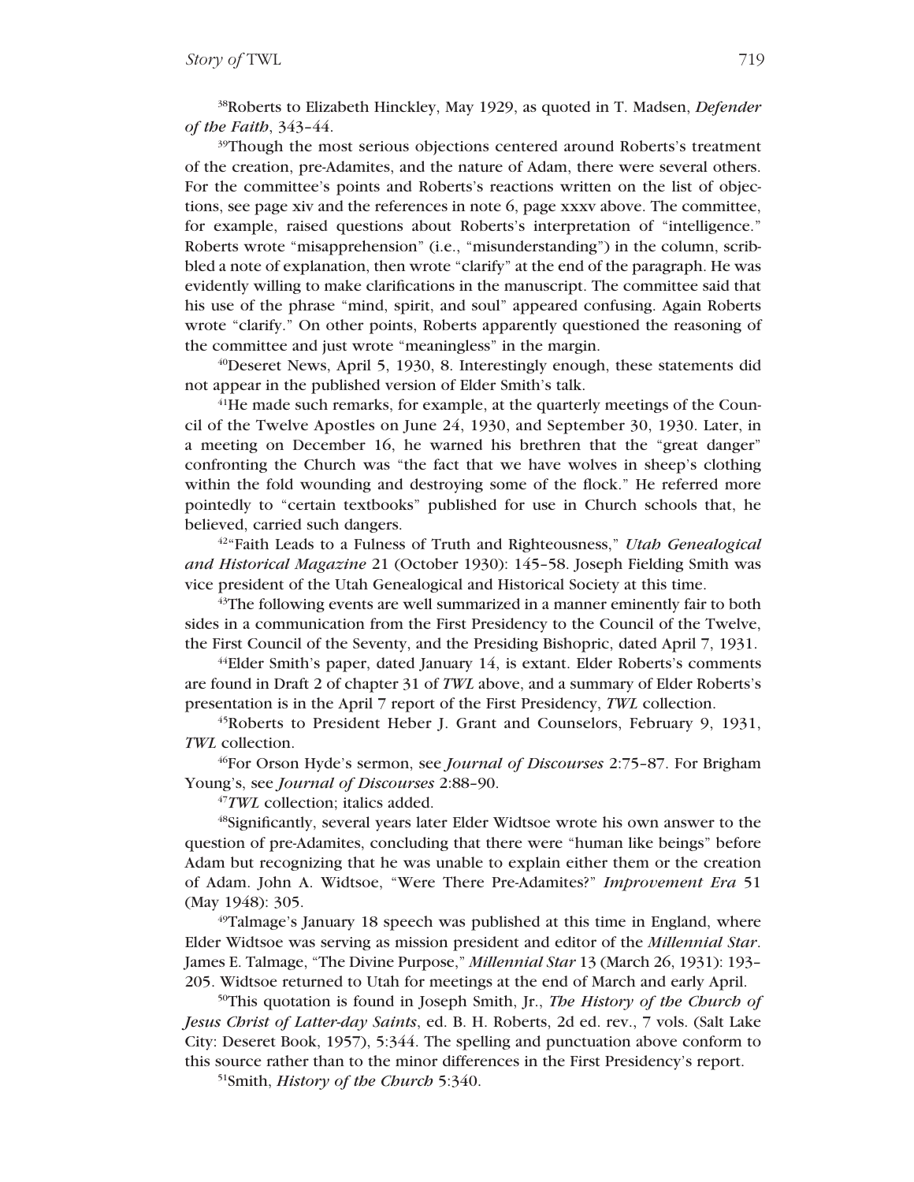[38]Roberts to Elizabeth Hinckley, May 1929, as quoted in T. Madsen, *Defender of the Faith*, 343–44.

[39]Though the most serious objections centered around Roberts's treatment of the creation, pre-Adamites, and the nature of Adam, there were several others. For the committee's points and Roberts's reactions written on the list of objections, see page xiv and the references in note 6, page xxxv above. The committee, for example, raised questions about Roberts's interpretation of "intelligence." Roberts wrote "misapprehension" (i.e., "misunderstanding") in the column, scribbled a note of explanation, then wrote "clarify" at the end of the paragraph. He was evidently willing to make clarifications in the manuscript. The committee said that his use of the phrase "mind, spirit, and soul" appeared confusing. Again Roberts wrote "clarify." On other points, Roberts apparently questioned the reasoning of the committee and just wrote "meaningless" in the margin.

[40]Deseret News, April 5, 1930, 8. Interestingly enough, these statements did not appear in the published version of Elder Smith's talk.

[41]He made such remarks, for example, at the quarterly meetings of the Council of the Twelve Apostles on June 24, 1930, and September 30, 1930. Later, in a meeting on December 16, he warned his brethren that the "great danger" confronting the Church was "the fact that we have wolves in sheep's clothing within the fold wounding and destroying some of the flock." He referred more pointedly to "certain textbooks" published for use in Church schools that, he believed, carried such dangers.

[42]"Faith Leads to a Fulness of Truth and Righteousness," *Utah Genealogical and Historical Magazine* 21 (October 1930): 145–58. Joseph Fielding Smith was vice president of the Utah Genealogical and Historical Society at this time.

[43]The following events are well summarized in a manner eminently fair to both sides in a communication from the First Presidency to the Council of the Twelve, the First Council of the Seventy, and the Presiding Bishopric, dated April 7, 1931.

[44]Elder Smith's paper, dated January 14, is extant. Elder Roberts's comments are found in Draft 2 of chapter 31 of *TWL* above, and a summary of Elder Roberts's presentation is in the April 7 report of the First Presidency, *TWL* collection.

[45]Roberts to President Heber J. Grant and Counselors, February 9, 1931, *TWL* collection.

[46]For Orson Hyde's sermon, see *Journal of Discourses* 2:75–87. For Brigham Young's, see *Journal of Discourses* 2:88–90.

[47]*TWL* collection; italics added.

[48]Significantly, several years later Elder Widtsoe wrote his own answer to the question of pre-Adamites, concluding that there were "human like beings" before Adam but recognizing that he was unable to explain either them or the creation of Adam. John A. Widtsoe, "Were There Pre-Adamites?" *Improvement Era* 51 (May 1948): 305.

[49]Talmage's January 18 speech was published at this time in England, where Elder Widtsoe was serving as mission president and editor of the *Millennial Star*. James E. Talmage, "The Divine Purpose," *Millennial Star* 13 (March 26, 1931): 193–205. Widtsoe returned to Utah for meetings at the end of March and early April.

[50]This quotation is found in Joseph Smith, Jr., *The History of the Church of Jesus Christ of Latter-day Saints*, ed. B. H. Roberts, 2d ed. rev., 7 vols. (Salt Lake City: Deseret Book, 1957), 5:344. The spelling and punctuation above conform to this source rather than to the minor differences in the First Presidency's report.

[51]Smith, *History of the Church* 5:340.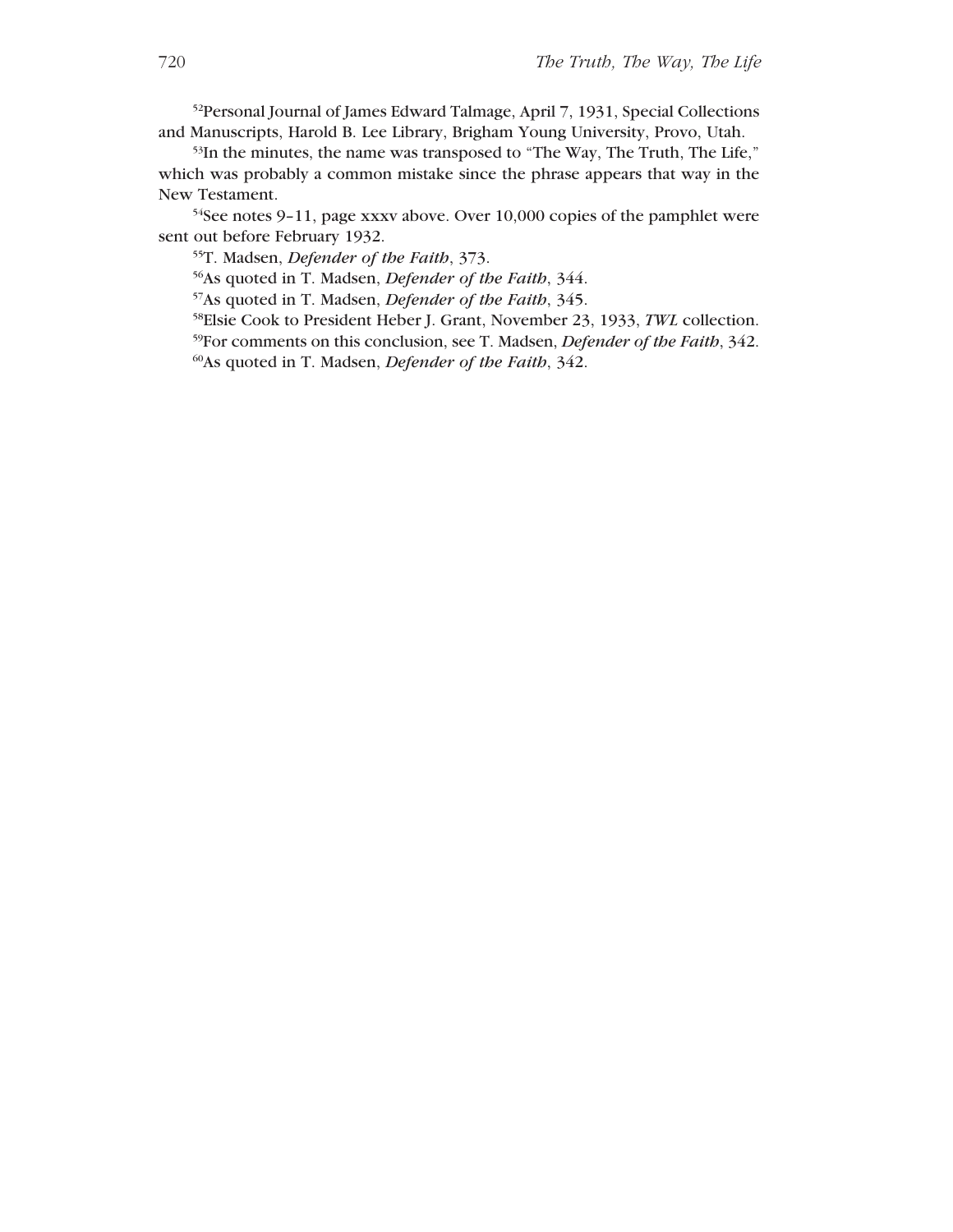[52]Personal Journal of James Edward Talmage, April 7, 1931, Special Collections and Manuscripts, Harold B. Lee Library, Brigham Young University, Provo, Utah.

[53]In the minutes, the name was transposed to "The Way, The Truth, The Life," which was probably a common mistake since the phrase appears that way in the New Testament.

[54]See notes 9–11, page xxxv above. Over 10,000 copies of the pamphlet were sent out before February 1932.

[55]T. Madsen, *Defender of the Faith*, 373.

[56]As quoted in T. Madsen, *Defender of the Faith*, 344.

[57]As quoted in T. Madsen, *Defender of the Faith*, 345.

[58]Elsie Cook to President Heber J. Grant, November 23, 1933, *TWL* collection.

[59]For comments on this conclusion, see T. Madsen, *Defender of the Faith*, 342.

[60]As quoted in T. Madsen, *Defender of the Faith*, 342.